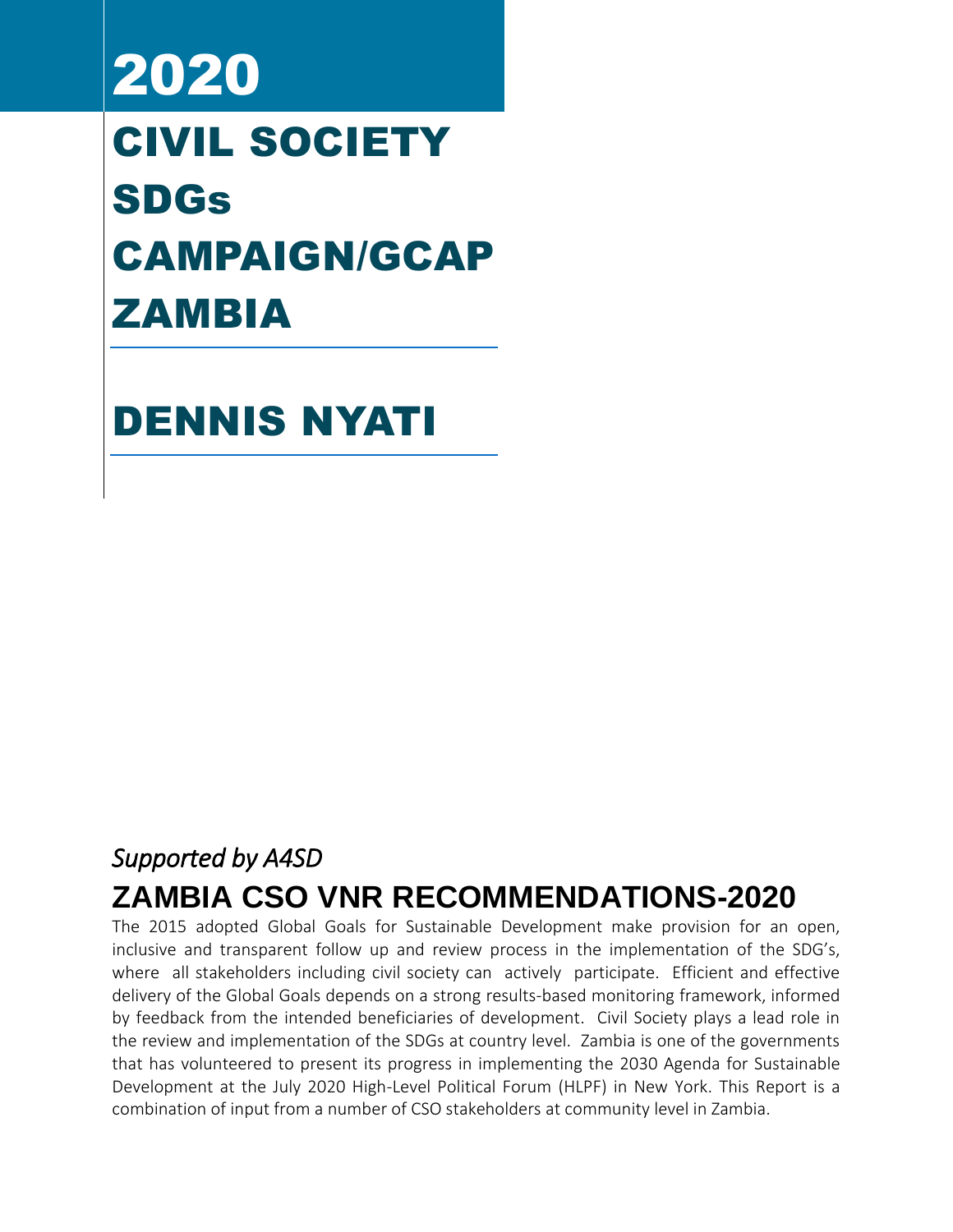# 2020

# CIVIL SOCIETY SDGs CAMPAIGN/GCAP ZAMBIA

# DENNIS NYATI

*Supported by A4SD*

## ZAMBIA CSO VNR RECOMMENDATIONS-2020

The 2015 adopted Global Goals for Sustainable Development make provision for an open, inclusive and transparent follow up and review process in the implementation of the SDG's, where all stakeholders including civil society can actively participate. Efficient and effective delivery of the Global Goals depends on a strong results-based monitoring framework, informed by feedback from the intended beneficiaries of development. Civil Society plays a lead role in the review and implementation of the SDGs at country level. Zambia is one of the governments that has volunteered to present its progress in implementing the 2030 Agenda for Sustainable Development at the July 2020 High-Level Political Forum (HLPF) in New York. This Report is a combination of input from a number of CSO stakeholders at community level in Zambia.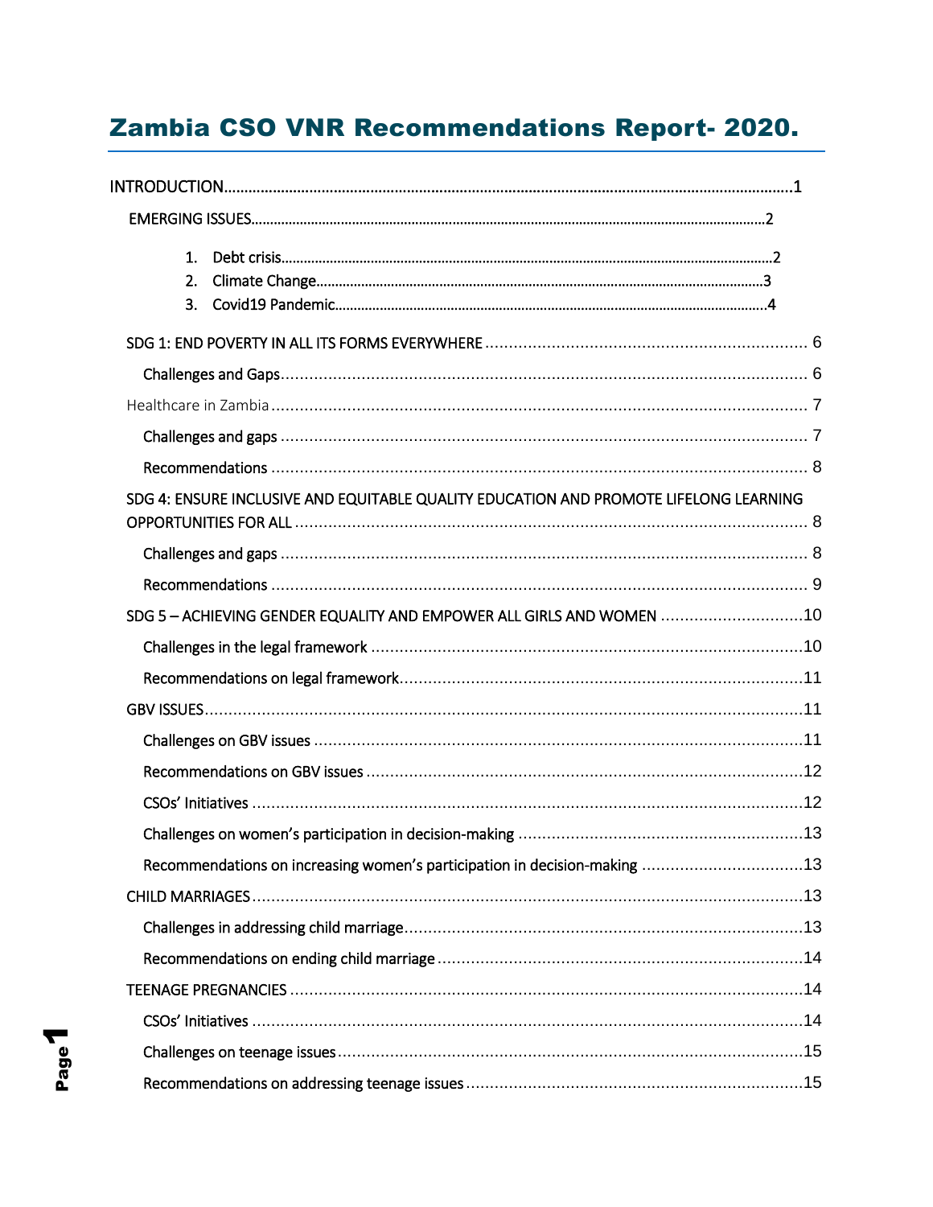# Zambia CSO VNR Recommendations Report- 2020.

INTRODUCTION........................................................................................................................................1

EMERGING ISSUES..............................................................................................................................2

1. Debt crisis......................................................................................................................................2
2. Climate Change...........................................................................................................................3
3. Covid19 Pandemic.......................................................................................................................4

SDG 1: END POVERTY IN ALL ITS FORMS EVERYWHERE ..................................................................... 6

Challenges and Gaps.............................................................................................................................. 6

Healthcare in Zambia ............................................................................................................................... 7

Challenges and gaps ............................................................................................................................... 7

Recommendations .................................................................................................................................. 8

SDG 4: ENSURE INCLUSIVE AND EQUITABLE QUALITY EDUCATION AND PROMOTE LIFELONG LEARNING OPPORTUNITIES FOR ALL ........................................................................................................... 8

Challenges and gaps ............................................................................................................................... 8

Recommendations .................................................................................................................................. 9

SDG 5 – ACHIEVING GENDER EQUALITY AND EMPOWER ALL GIRLS AND WOMEN ...............................10

Challenges in the legal framework ...........................................................................................................10

Recommendations on legal framework.....................................................................................................11

GBV ISSUES.............................................................................................................................................11

Challenges on GBV issues .......................................................................................................................11

Recommendations on GBV issues ............................................................................................................12

CSOs' Initiatives ......................................................................................................................................12

Challenges on women's participation in decision-making ............................................................13

Recommendations on increasing women's participation in decision-making ..................................13

CHILD MARRIAGES....................................................................................................................................13

Challenges in addressing child marriage....................................................................................................13

Recommendations on ending child marriage ............................................................................................14

TEENAGE PREGNANCIES ...........................................................................................................................14

CSOs' Initiatives ......................................................................................................................................14

Challenges on teenage issues ..................................................................................................................15

Recommendations on addressing teenage issues ......................................................................................15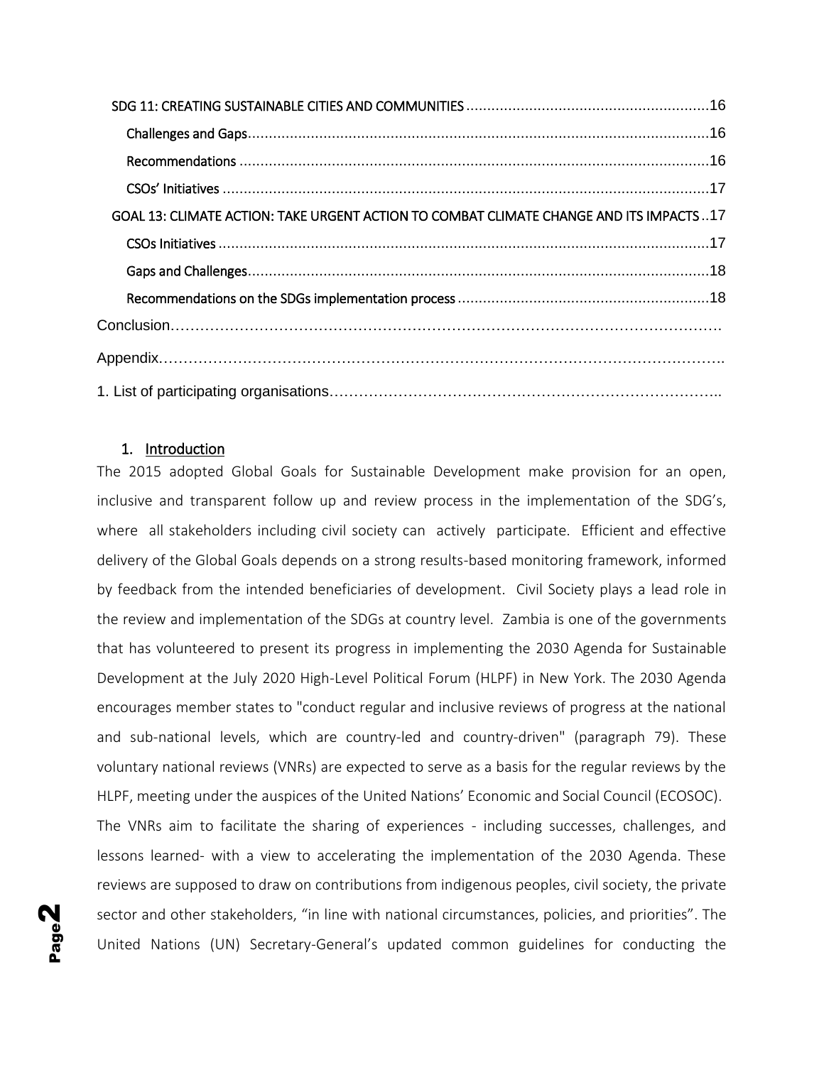SDG 11: CREATING SUSTAINABLE CITIES AND COMMUNITIES .......................................................... 16

Challenges and Gaps ............................................................................................................ 16

Recommendations ............................................................................................................... 16

CSOs' Initiatives .................................................................................................................. 17

GOAL 13: CLIMATE ACTION: TAKE URGENT ACTION TO COMBAT CLIMATE CHANGE AND ITS IMPACTS .. 17

CSOs Initiatives ................................................................................................................... 17

Gaps and Challenges ............................................................................................................ 18

Recommendations on the SDGs implementation process ........................................................... 18

Conclusion…………………………………………………………………………………………………

Appendix……………………………………………………………………………………………………

1. List of participating organisations………………………………………………………………………

## 1. Introduction

The 2015 adopted Global Goals for Sustainable Development make provision for an open, inclusive and transparent follow up and review process in the implementation of the SDG's, where all stakeholders including civil society can actively participate. Efficient and effective delivery of the Global Goals depends on a strong results-based monitoring framework, informed by feedback from the intended beneficiaries of development. Civil Society plays a lead role in the review and implementation of the SDGs at country level. Zambia is one of the governments that has volunteered to present its progress in implementing the 2030 Agenda for Sustainable Development at the July 2020 High-Level Political Forum (HLPF) in New York. The 2030 Agenda encourages member states to "conduct regular and inclusive reviews of progress at the national and sub-national levels, which are country-led and country-driven" (paragraph 79). These voluntary national reviews (VNRs) are expected to serve as a basis for the regular reviews by the HLPF, meeting under the auspices of the United Nations' Economic and Social Council (ECOSOC). The VNRs aim to facilitate the sharing of experiences - including successes, challenges, and lessons learned- with a view to accelerating the implementation of the 2030 Agenda. These reviews are supposed to draw on contributions from indigenous peoples, civil society, the private sector and other stakeholders, "in line with national circumstances, policies, and priorities". The United Nations (UN) Secretary-General's updated common guidelines for conducting the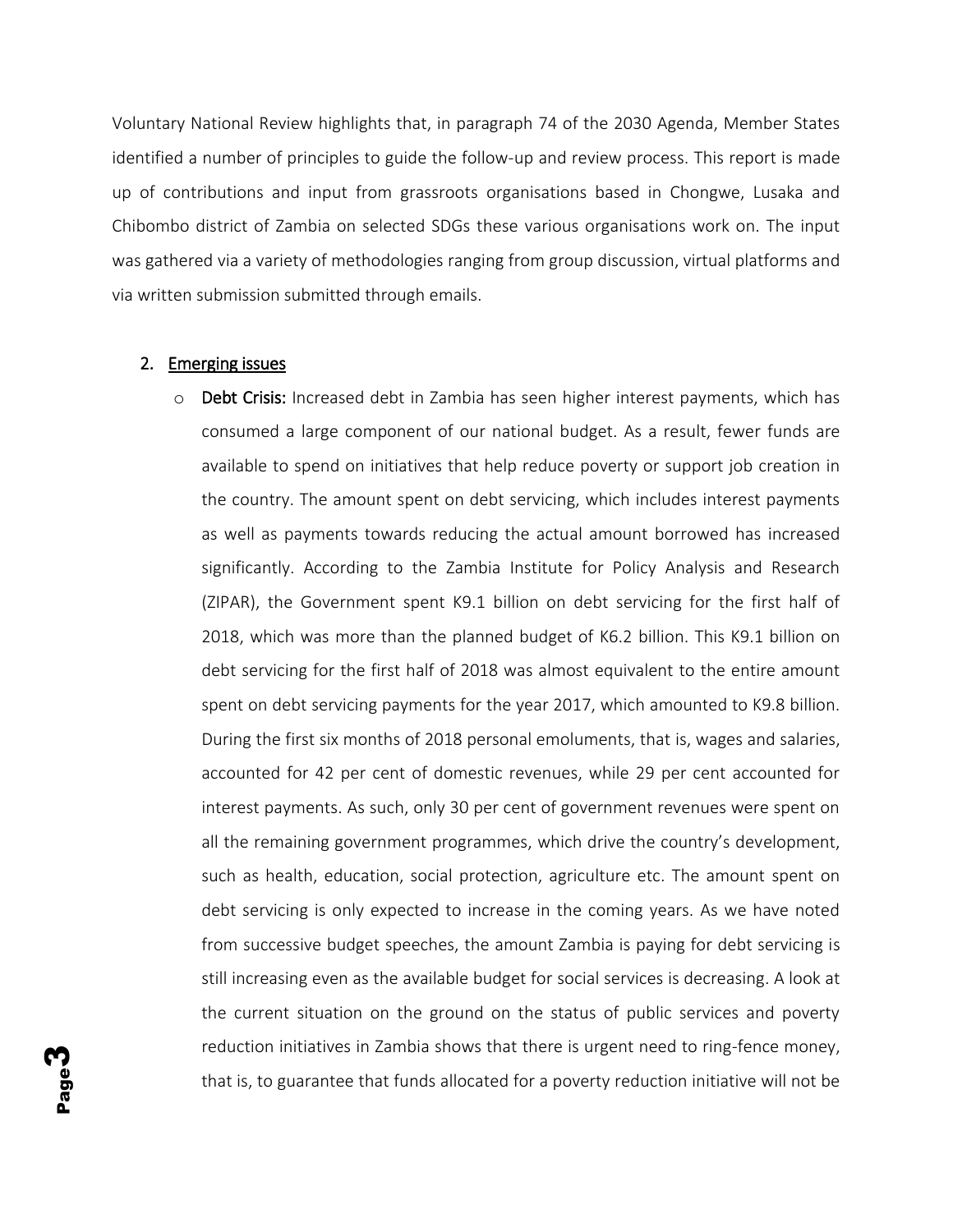Voluntary National Review highlights that, in paragraph 74 of the 2030 Agenda, Member States identified a number of principles to guide the follow-up and review process. This report is made up of contributions and input from grassroots organisations based in Chongwe, Lusaka and Chibombo district of Zambia on selected SDGs these various organisations work on. The input was gathered via a variety of methodologies ranging from group discussion, virtual platforms and via written submission submitted through emails.

## 2. Emerging issues

- **Debt Crisis:** Increased debt in Zambia has seen higher interest payments, which has consumed a large component of our national budget. As a result, fewer funds are available to spend on initiatives that help reduce poverty or support job creation in the country. The amount spent on debt servicing, which includes interest payments as well as payments towards reducing the actual amount borrowed has increased significantly. According to the Zambia Institute for Policy Analysis and Research (ZIPAR), the Government spent K9.1 billion on debt servicing for the first half of 2018, which was more than the planned budget of K6.2 billion. This K9.1 billion on debt servicing for the first half of 2018 was almost equivalent to the entire amount spent on debt servicing payments for the year 2017, which amounted to K9.8 billion. During the first six months of 2018 personal emoluments, that is, wages and salaries, accounted for 42 per cent of domestic revenues, while 29 per cent accounted for interest payments. As such, only 30 per cent of government revenues were spent on all the remaining government programmes, which drive the country's development, such as health, education, social protection, agriculture etc. The amount spent on debt servicing is only expected to increase in the coming years. As we have noted from successive budget speeches, the amount Zambia is paying for debt servicing is still increasing even as the available budget for social services is decreasing. A look at the current situation on the ground on the status of public services and poverty reduction initiatives in Zambia shows that there is urgent need to ring-fence money, that is, to guarantee that funds allocated for a poverty reduction initiative will not be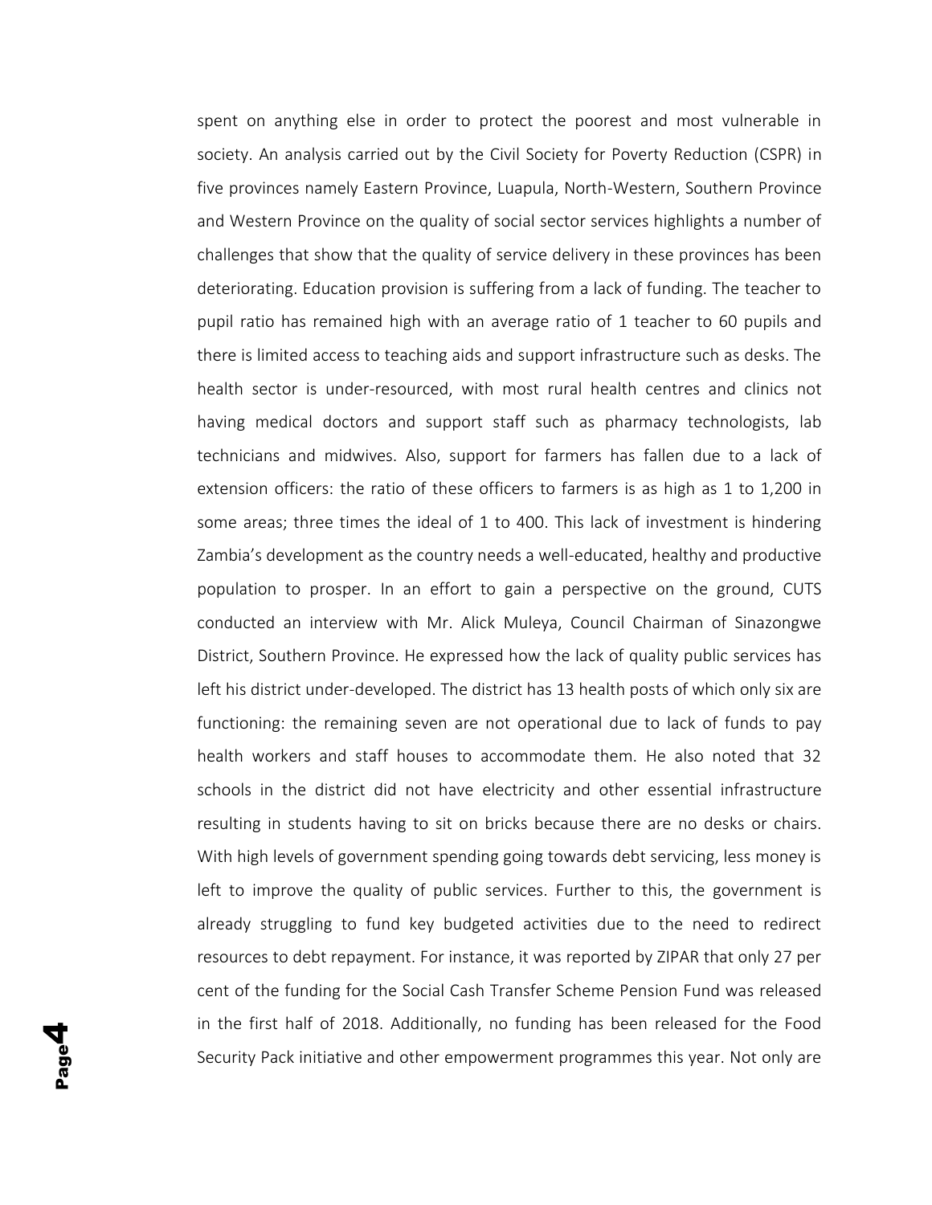spent on anything else in order to protect the poorest and most vulnerable in society. An analysis carried out by the Civil Society for Poverty Reduction (CSPR) in five provinces namely Eastern Province, Luapula, North-Western, Southern Province and Western Province on the quality of social sector services highlights a number of challenges that show that the quality of service delivery in these provinces has been deteriorating. Education provision is suffering from a lack of funding. The teacher to pupil ratio has remained high with an average ratio of 1 teacher to 60 pupils and there is limited access to teaching aids and support infrastructure such as desks. The health sector is under-resourced, with most rural health centres and clinics not having medical doctors and support staff such as pharmacy technologists, lab technicians and midwives. Also, support for farmers has fallen due to a lack of extension officers: the ratio of these officers to farmers is as high as 1 to 1,200 in some areas; three times the ideal of 1 to 400. This lack of investment is hindering Zambia's development as the country needs a well-educated, healthy and productive population to prosper. In an effort to gain a perspective on the ground, CUTS conducted an interview with Mr. Alick Muleya, Council Chairman of Sinazongwe District, Southern Province. He expressed how the lack of quality public services has left his district under-developed. The district has 13 health posts of which only six are functioning: the remaining seven are not operational due to lack of funds to pay health workers and staff houses to accommodate them. He also noted that 32 schools in the district did not have electricity and other essential infrastructure resulting in students having to sit on bricks because there are no desks or chairs. With high levels of government spending going towards debt servicing, less money is left to improve the quality of public services. Further to this, the government is already struggling to fund key budgeted activities due to the need to redirect resources to debt repayment. For instance, it was reported by ZIPAR that only 27 per cent of the funding for the Social Cash Transfer Scheme Pension Fund was released in the first half of 2018. Additionally, no funding has been released for the Food Security Pack initiative and other empowerment programmes this year. Not only are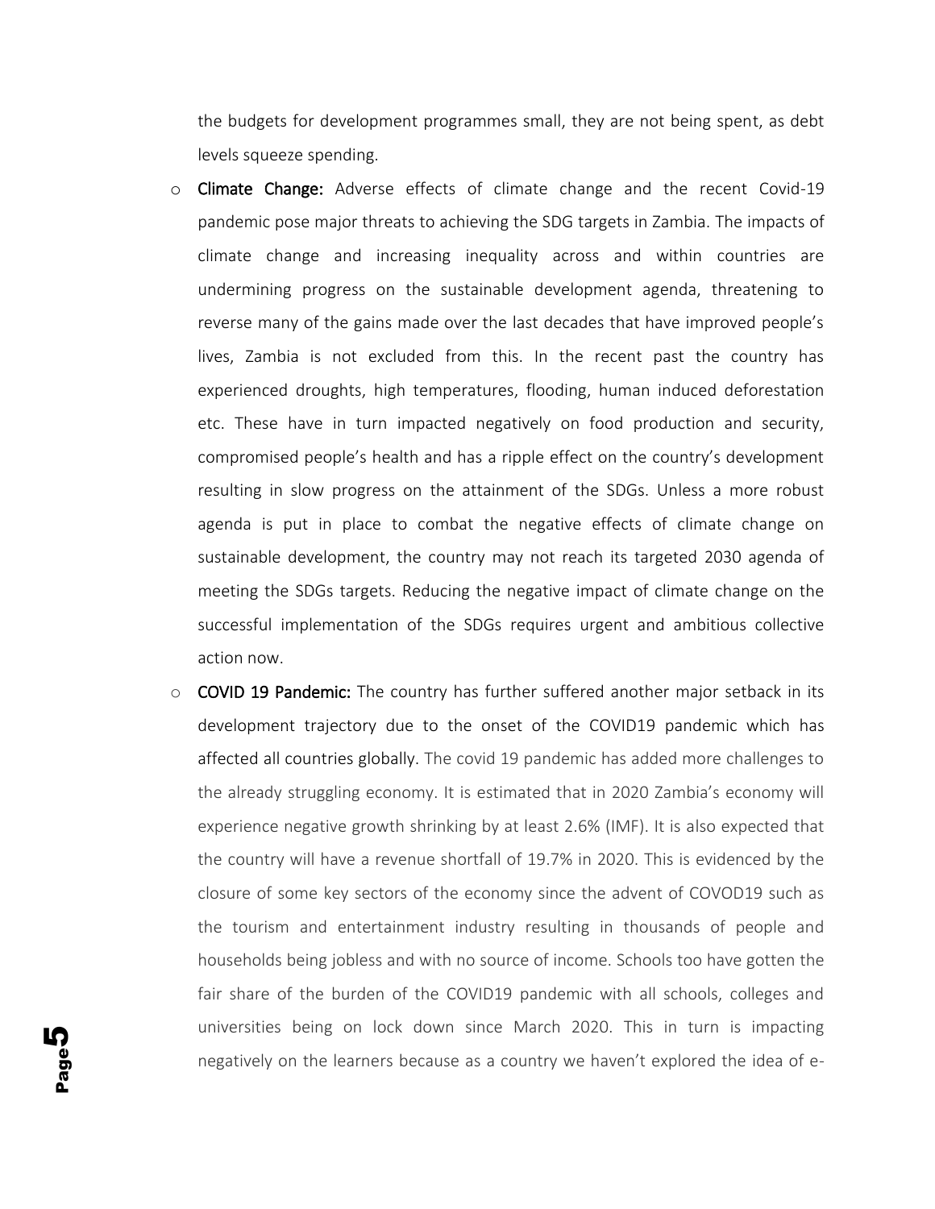the budgets for development programmes small, they are not being spent, as debt levels squeeze spending.

- **Climate Change:** Adverse effects of climate change and the recent Covid-19 pandemic pose major threats to achieving the SDG targets in Zambia. The impacts of climate change and increasing inequality across and within countries are undermining progress on the sustainable development agenda, threatening to reverse many of the gains made over the last decades that have improved people's lives, Zambia is not excluded from this. In the recent past the country has experienced droughts, high temperatures, flooding, human induced deforestation etc. These have in turn impacted negatively on food production and security, compromised people's health and has a ripple effect on the country's development resulting in slow progress on the attainment of the SDGs. Unless a more robust agenda is put in place to combat the negative effects of climate change on sustainable development, the country may not reach its targeted 2030 agenda of meeting the SDGs targets. Reducing the negative impact of climate change on the successful implementation of the SDGs requires urgent and ambitious collective action now.
- **COVID 19 Pandemic:** The country has further suffered another major setback in its development trajectory due to the onset of the COVID19 pandemic which has affected all countries globally. The covid 19 pandemic has added more challenges to the already struggling economy. It is estimated that in 2020 Zambia's economy will experience negative growth shrinking by at least 2.6% (IMF). It is also expected that the country will have a revenue shortfall of 19.7% in 2020. This is evidenced by the closure of some key sectors of the economy since the advent of COVOD19 such as the tourism and entertainment industry resulting in thousands of people and households being jobless and with no source of income. Schools too have gotten the fair share of the burden of the COVID19 pandemic with all schools, colleges and universities being on lock down since March 2020. This in turn is impacting negatively on the learners because as a country we haven't explored the idea of e-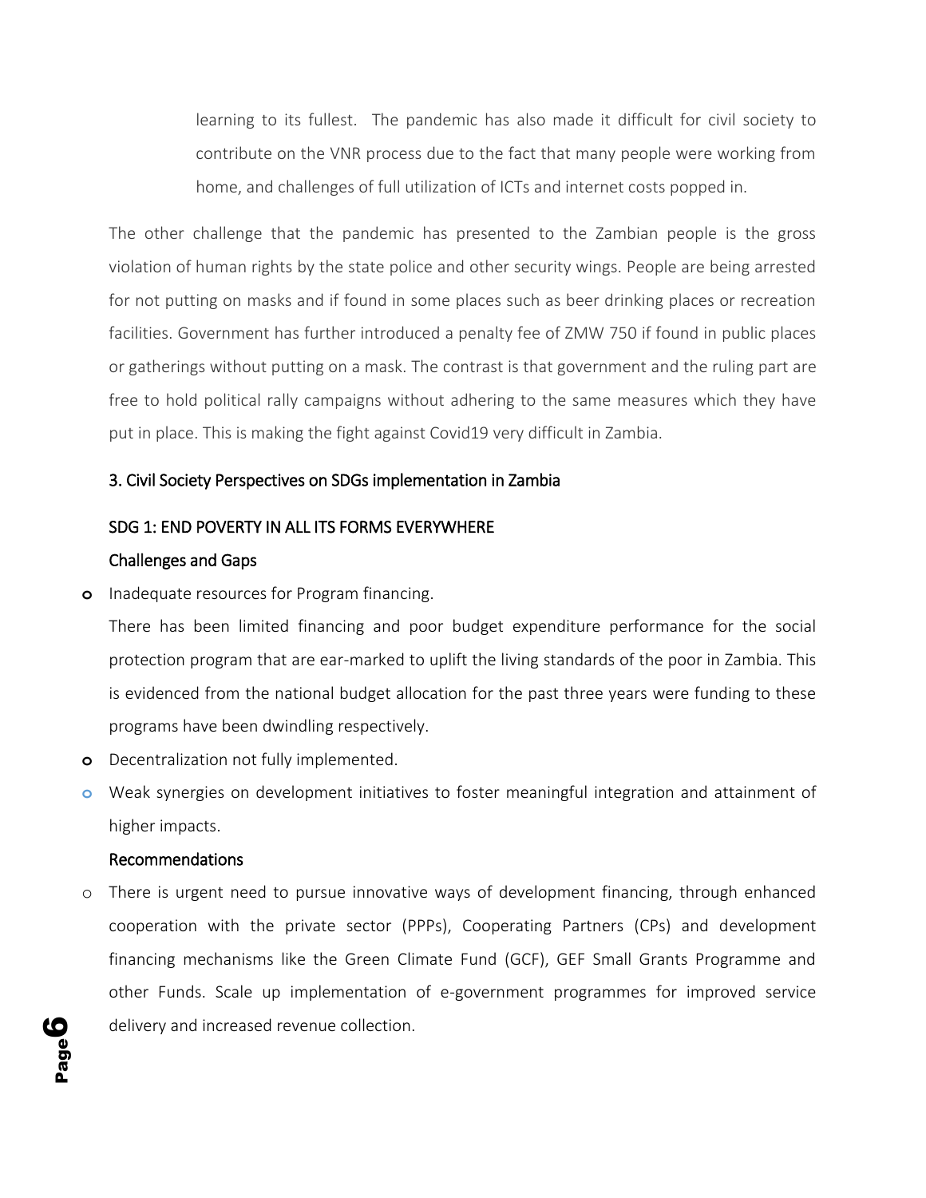learning to its fullest. The pandemic has also made it difficult for civil society to contribute on the VNR process due to the fact that many people were working from home, and challenges of full utilization of ICTs and internet costs popped in.

The other challenge that the pandemic has presented to the Zambian people is the gross violation of human rights by the state police and other security wings. People are being arrested for not putting on masks and if found in some places such as beer drinking places or recreation facilities. Government has further introduced a penalty fee of ZMW 750 if found in public places or gatherings without putting on a mask. The contrast is that government and the ruling part are free to hold political rally campaigns without adhering to the same measures which they have put in place. This is making the fight against Covid19 very difficult in Zambia.

## 3. Civil Society Perspectives on SDGs implementation in Zambia

### SDG 1: END POVERTY IN ALL ITS FORMS EVERYWHERE

#### Challenges and Gaps

- Inadequate resources for Program financing.

  There has been limited financing and poor budget expenditure performance for the social protection program that are ear-marked to uplift the living standards of the poor in Zambia. This is evidenced from the national budget allocation for the past three years were funding to these programs have been dwindling respectively.
- Decentralization not fully implemented.
- Weak synergies on development initiatives to foster meaningful integration and attainment of higher impacts.

#### Recommendations

- There is urgent need to pursue innovative ways of development financing, through enhanced cooperation with the private sector (PPPs), Cooperating Partners (CPs) and development financing mechanisms like the Green Climate Fund (GCF), GEF Small Grants Programme and other Funds. Scale up implementation of e-government programmes for improved service delivery and increased revenue collection.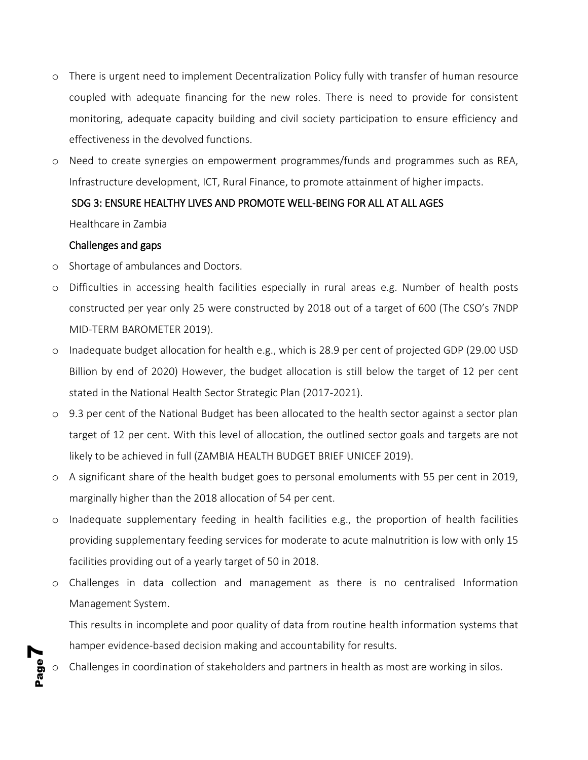- There is urgent need to implement Decentralization Policy fully with transfer of human resource coupled with adequate financing for the new roles. There is need to provide for consistent monitoring, adequate capacity building and civil society participation to ensure efficiency and effectiveness in the devolved functions.
- Need to create synergies on empowerment programmes/funds and programmes such as REA, Infrastructure development, ICT, Rural Finance, to promote attainment of higher impacts.

## SDG 3: ENSURE HEALTHY LIVES AND PROMOTE WELL-BEING FOR ALL AT ALL AGES

Healthcare in Zambia

### Challenges and gaps

- Shortage of ambulances and Doctors.
- Difficulties in accessing health facilities especially in rural areas e.g. Number of health posts constructed per year only 25 were constructed by 2018 out of a target of 600 (The CSO's 7NDP MID-TERM BAROMETER 2019).
- Inadequate budget allocation for health e.g., which is 28.9 per cent of projected GDP (29.00 USD Billion by end of 2020) However, the budget allocation is still below the target of 12 per cent stated in the National Health Sector Strategic Plan (2017-2021).
- 9.3 per cent of the National Budget has been allocated to the health sector against a sector plan target of 12 per cent. With this level of allocation, the outlined sector goals and targets are not likely to be achieved in full (ZAMBIA HEALTH BUDGET BRIEF UNICEF 2019).
- A significant share of the health budget goes to personal emoluments with 55 per cent in 2019, marginally higher than the 2018 allocation of 54 per cent.
- Inadequate supplementary feeding in health facilities e.g., the proportion of health facilities providing supplementary feeding services for moderate to acute malnutrition is low with only 15 facilities providing out of a yearly target of 50 in 2018.
- Challenges in data collection and management as there is no centralised Information Management System.

  This results in incomplete and poor quality of data from routine health information systems that hamper evidence-based decision making and accountability for results.
- Challenges in coordination of stakeholders and partners in health as most are working in silos.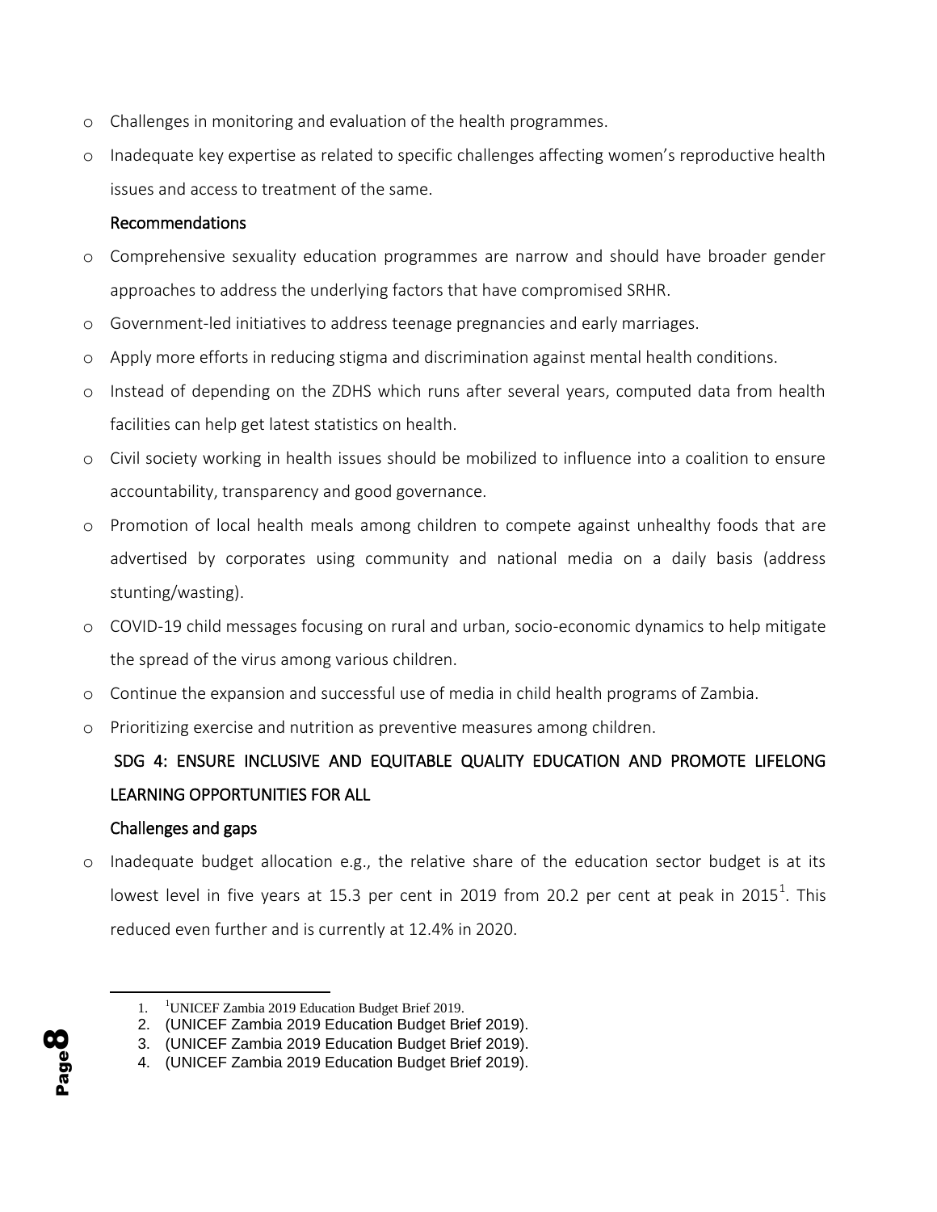- Challenges in monitoring and evaluation of the health programmes.
- Inadequate key expertise as related to specific challenges affecting women's reproductive health issues and access to treatment of the same.

**Recommendations**

- Comprehensive sexuality education programmes are narrow and should have broader gender approaches to address the underlying factors that have compromised SRHR.
- Government-led initiatives to address teenage pregnancies and early marriages.
- Apply more efforts in reducing stigma and discrimination against mental health conditions.
- Instead of depending on the ZDHS which runs after several years, computed data from health facilities can help get latest statistics on health.
- Civil society working in health issues should be mobilized to influence into a coalition to ensure accountability, transparency and good governance.
- Promotion of local health meals among children to compete against unhealthy foods that are advertised by corporates using community and national media on a daily basis (address stunting/wasting).
- COVID-19 child messages focusing on rural and urban, socio-economic dynamics to help mitigate the spread of the virus among various children.
- Continue the expansion and successful use of media in child health programs of Zambia.
- Prioritizing exercise and nutrition as preventive measures among children.

## SDG 4: ENSURE INCLUSIVE AND EQUITABLE QUALITY EDUCATION AND PROMOTE LIFELONG LEARNING OPPORTUNITIES FOR ALL

### Challenges and gaps

- Inadequate budget allocation e.g., the relative share of the education sector budget is at its lowest level in five years at 15.3 per cent in 2019 from 20.2 per cent at peak in 2015[1]. This reduced even further and is currently at 12.4% in 2020.

---

1. [1]UNICEF Zambia 2019 Education Budget Brief 2019.
2. (UNICEF Zambia 2019 Education Budget Brief 2019).
3. (UNICEF Zambia 2019 Education Budget Brief 2019).
4. (UNICEF Zambia 2019 Education Budget Brief 2019).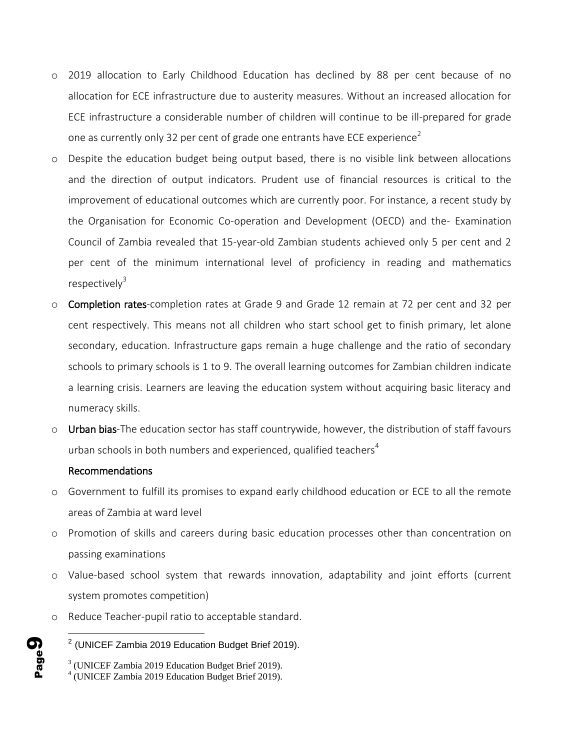- 2019 allocation to Early Childhood Education has declined by 88 per cent because of no allocation for ECE infrastructure due to austerity measures. Without an increased allocation for ECE infrastructure a considerable number of children will continue to be ill-prepared for grade one as currently only 32 per cent of grade one entrants have ECE experience[2]
- Despite the education budget being output based, there is no visible link between allocations and the direction of output indicators. Prudent use of financial resources is critical to the improvement of educational outcomes which are currently poor. For instance, a recent study by the Organisation for Economic Co-operation and Development (OECD) and the- Examination Council of Zambia revealed that 15-year-old Zambian students achieved only 5 per cent and 2 per cent of the minimum international level of proficiency in reading and mathematics respectively[3]
- **Completion rates**-completion rates at Grade 9 and Grade 12 remain at 72 per cent and 32 per cent respectively. This means not all children who start school get to finish primary, let alone secondary, education. Infrastructure gaps remain a huge challenge and the ratio of secondary schools to primary schools is 1 to 9. The overall learning outcomes for Zambian children indicate a learning crisis. Learners are leaving the education system without acquiring basic literacy and numeracy skills.
- **Urban bias**-The education sector has staff countrywide, however, the distribution of staff favours urban schools in both numbers and experienced, qualified teachers[4]

**Recommendations**

- Government to fulfill its promises to expand early childhood education or ECE to all the remote areas of Zambia at ward level
- Promotion of skills and careers during basic education processes other than concentration on passing examinations
- Value-based school system that rewards innovation, adaptability and joint efforts (current system promotes competition)
- Reduce Teacher-pupil ratio to acceptable standard.

---

[2] (UNICEF Zambia 2019 Education Budget Brief 2019).

[3] (UNICEF Zambia 2019 Education Budget Brief 2019).

[4] (UNICEF Zambia 2019 Education Budget Brief 2019).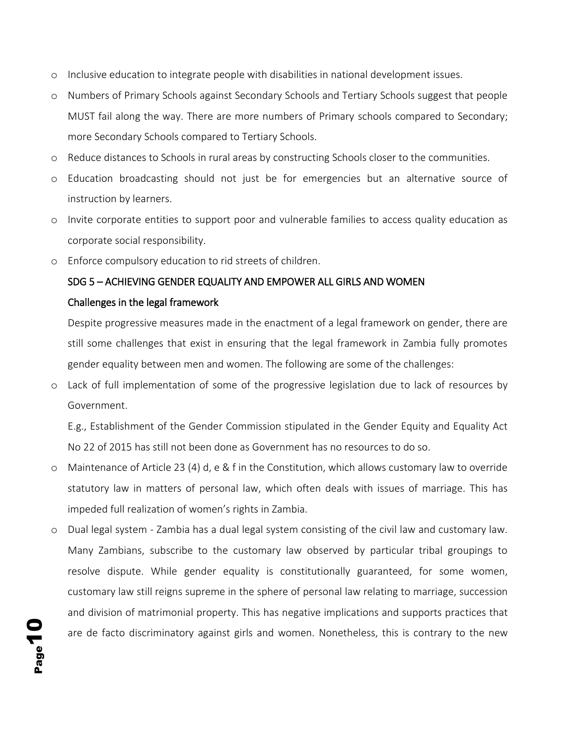- Inclusive education to integrate people with disabilities in national development issues.
- Numbers of Primary Schools against Secondary Schools and Tertiary Schools suggest that people MUST fail along the way. There are more numbers of Primary schools compared to Secondary; more Secondary Schools compared to Tertiary Schools.
- Reduce distances to Schools in rural areas by constructing Schools closer to the communities.
- Education broadcasting should not just be for emergencies but an alternative source of instruction by learners.
- Invite corporate entities to support poor and vulnerable families to access quality education as corporate social responsibility.
- Enforce compulsory education to rid streets of children.

### SDG 5 – ACHIEVING GENDER EQUALITY AND EMPOWER ALL GIRLS AND WOMEN

#### Challenges in the legal framework

Despite progressive measures made in the enactment of a legal framework on gender, there are still some challenges that exist in ensuring that the legal framework in Zambia fully promotes gender equality between men and women. The following are some of the challenges:

- Lack of full implementation of some of the progressive legislation due to lack of resources by Government.

  E.g., Establishment of the Gender Commission stipulated in the Gender Equity and Equality Act No 22 of 2015 has still not been done as Government has no resources to do so.
- Maintenance of Article 23 (4) d, e & f in the Constitution, which allows customary law to override statutory law in matters of personal law, which often deals with issues of marriage. This has impeded full realization of women's rights in Zambia.
- Dual legal system - Zambia has a dual legal system consisting of the civil law and customary law. Many Zambians, subscribe to the customary law observed by particular tribal groupings to resolve dispute. While gender equality is constitutionally guaranteed, for some women, customary law still reigns supreme in the sphere of personal law relating to marriage, succession and division of matrimonial property. This has negative implications and supports practices that are de facto discriminatory against girls and women. Nonetheless, this is contrary to the new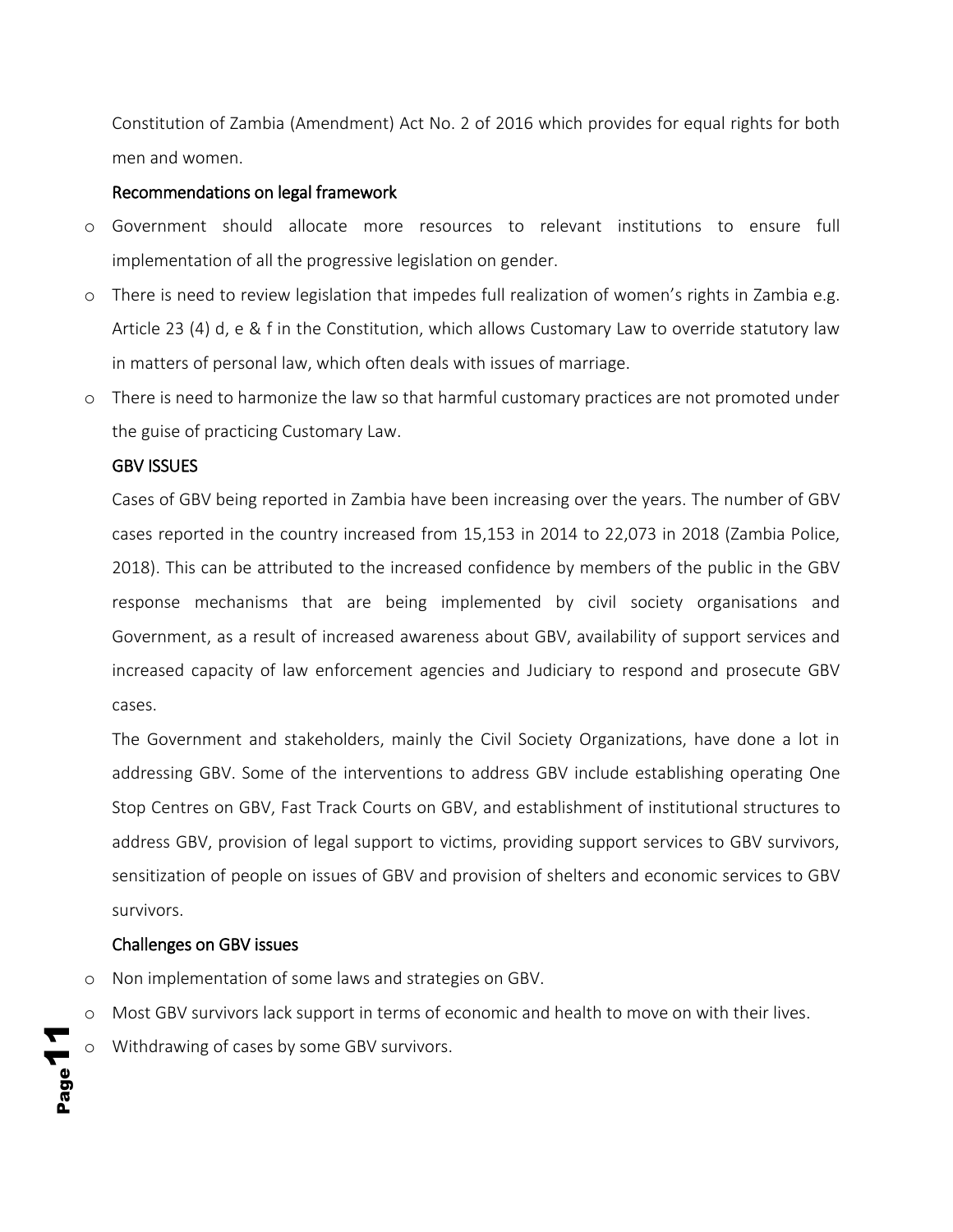Constitution of Zambia (Amendment) Act No. 2 of 2016 which provides for equal rights for both men and women.

### Recommendations on legal framework

- Government should allocate more resources to relevant institutions to ensure full implementation of all the progressive legislation on gender.
- There is need to review legislation that impedes full realization of women's rights in Zambia e.g. Article 23 (4) d, e & f in the Constitution, which allows Customary Law to override statutory law in matters of personal law, which often deals with issues of marriage.
- There is need to harmonize the law so that harmful customary practices are not promoted under the guise of practicing Customary Law.

### GBV ISSUES

Cases of GBV being reported in Zambia have been increasing over the years. The number of GBV cases reported in the country increased from 15,153 in 2014 to 22,073 in 2018 (Zambia Police, 2018). This can be attributed to the increased confidence by members of the public in the GBV response mechanisms that are being implemented by civil society organisations and Government, as a result of increased awareness about GBV, availability of support services and increased capacity of law enforcement agencies and Judiciary to respond and prosecute GBV cases.

The Government and stakeholders, mainly the Civil Society Organizations, have done a lot in addressing GBV. Some of the interventions to address GBV include establishing operating One Stop Centres on GBV, Fast Track Courts on GBV, and establishment of institutional structures to address GBV, provision of legal support to victims, providing support services to GBV survivors, sensitization of people on issues of GBV and provision of shelters and economic services to GBV survivors.

### Challenges on GBV issues

- Non implementation of some laws and strategies on GBV.
- Most GBV survivors lack support in terms of economic and health to move on with their lives.
- Withdrawing of cases by some GBV survivors.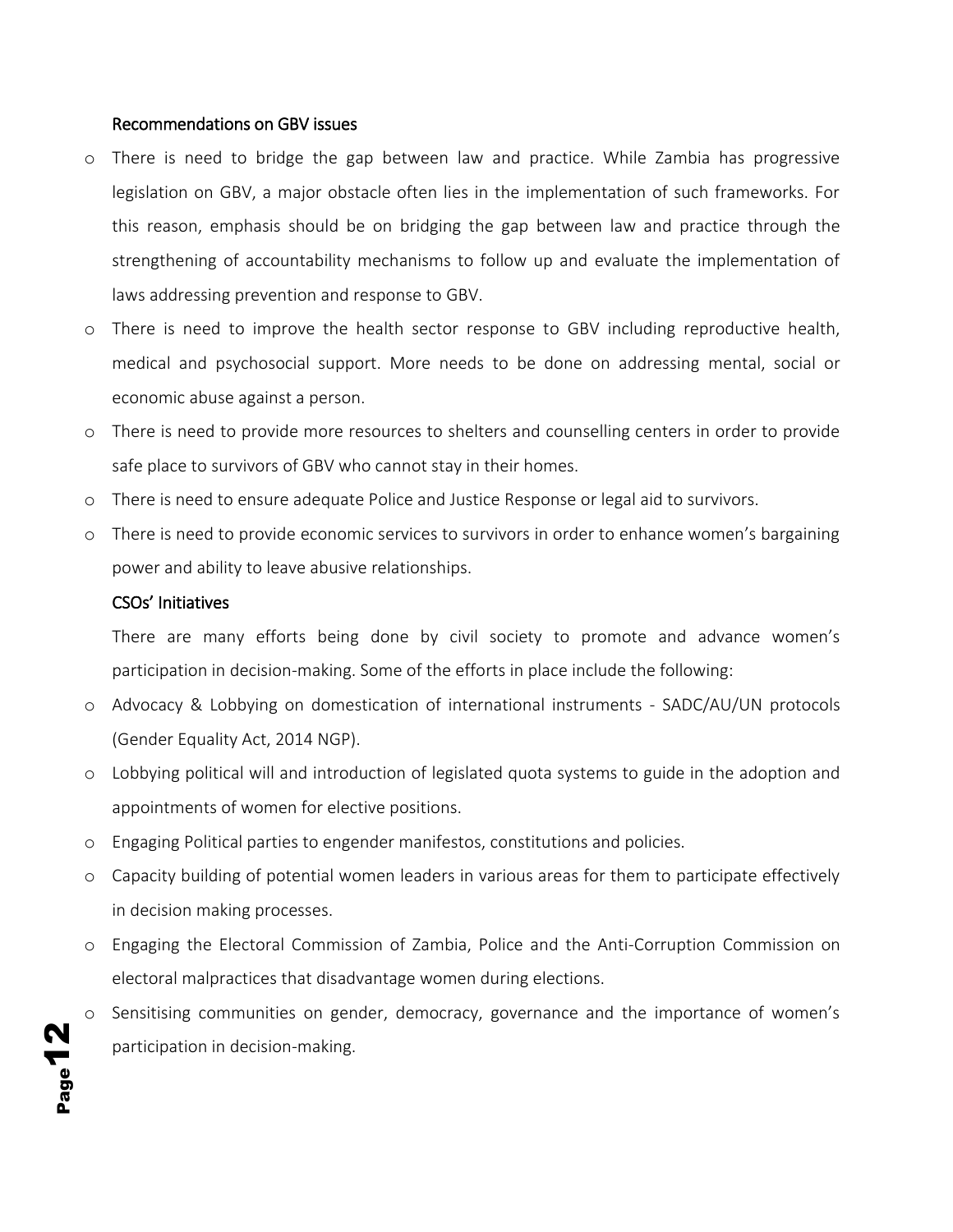### Recommendations on GBV issues

- There is need to bridge the gap between law and practice. While Zambia has progressive legislation on GBV, a major obstacle often lies in the implementation of such frameworks. For this reason, emphasis should be on bridging the gap between law and practice through the strengthening of accountability mechanisms to follow up and evaluate the implementation of laws addressing prevention and response to GBV.
- There is need to improve the health sector response to GBV including reproductive health, medical and psychosocial support. More needs to be done on addressing mental, social or economic abuse against a person.
- There is need to provide more resources to shelters and counselling centers in order to provide safe place to survivors of GBV who cannot stay in their homes.
- There is need to ensure adequate Police and Justice Response or legal aid to survivors.
- There is need to provide economic services to survivors in order to enhance women's bargaining power and ability to leave abusive relationships.

### CSOs' Initiatives

There are many efforts being done by civil society to promote and advance women's participation in decision-making. Some of the efforts in place include the following:

- Advocacy & Lobbying on domestication of international instruments - SADC/AU/UN protocols (Gender Equality Act, 2014 NGP).
- Lobbying political will and introduction of legislated quota systems to guide in the adoption and appointments of women for elective positions.
- Engaging Political parties to engender manifestos, constitutions and policies.
- Capacity building of potential women leaders in various areas for them to participate effectively in decision making processes.
- Engaging the Electoral Commission of Zambia, Police and the Anti-Corruption Commission on electoral malpractices that disadvantage women during elections.
- Sensitising communities on gender, democracy, governance and the importance of women's participation in decision-making.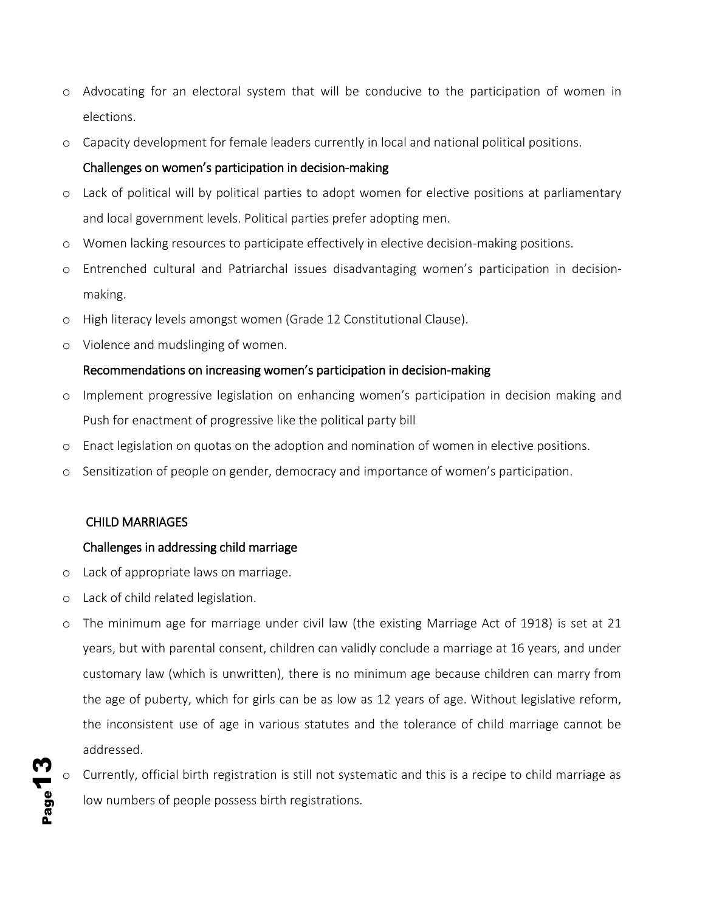- Advocating for an electoral system that will be conducive to the participation of women in elections.
- Capacity development for female leaders currently in local and national political positions.

### Challenges on women's participation in decision-making

- Lack of political will by political parties to adopt women for elective positions at parliamentary and local government levels. Political parties prefer adopting men.
- Women lacking resources to participate effectively in elective decision-making positions.
- Entrenched cultural and Patriarchal issues disadvantaging women's participation in decision-making.
- High literacy levels amongst women (Grade 12 Constitutional Clause).
- Violence and mudslinging of women.

### Recommendations on increasing women's participation in decision-making

- Implement progressive legislation on enhancing women's participation in decision making and Push for enactment of progressive like the political party bill
- Enact legislation on quotas on the adoption and nomination of women in elective positions.
- Sensitization of people on gender, democracy and importance of women's participation.

## CHILD MARRIAGES

### Challenges in addressing child marriage

- Lack of appropriate laws on marriage.
- Lack of child related legislation.
- The minimum age for marriage under civil law (the existing Marriage Act of 1918) is set at 21 years, but with parental consent, children can validly conclude a marriage at 16 years, and under customary law (which is unwritten), there is no minimum age because children can marry from the age of puberty, which for girls can be as low as 12 years of age. Without legislative reform, the inconsistent use of age in various statutes and the tolerance of child marriage cannot be addressed.
- Currently, official birth registration is still not systematic and this is a recipe to child marriage as low numbers of people possess birth registrations.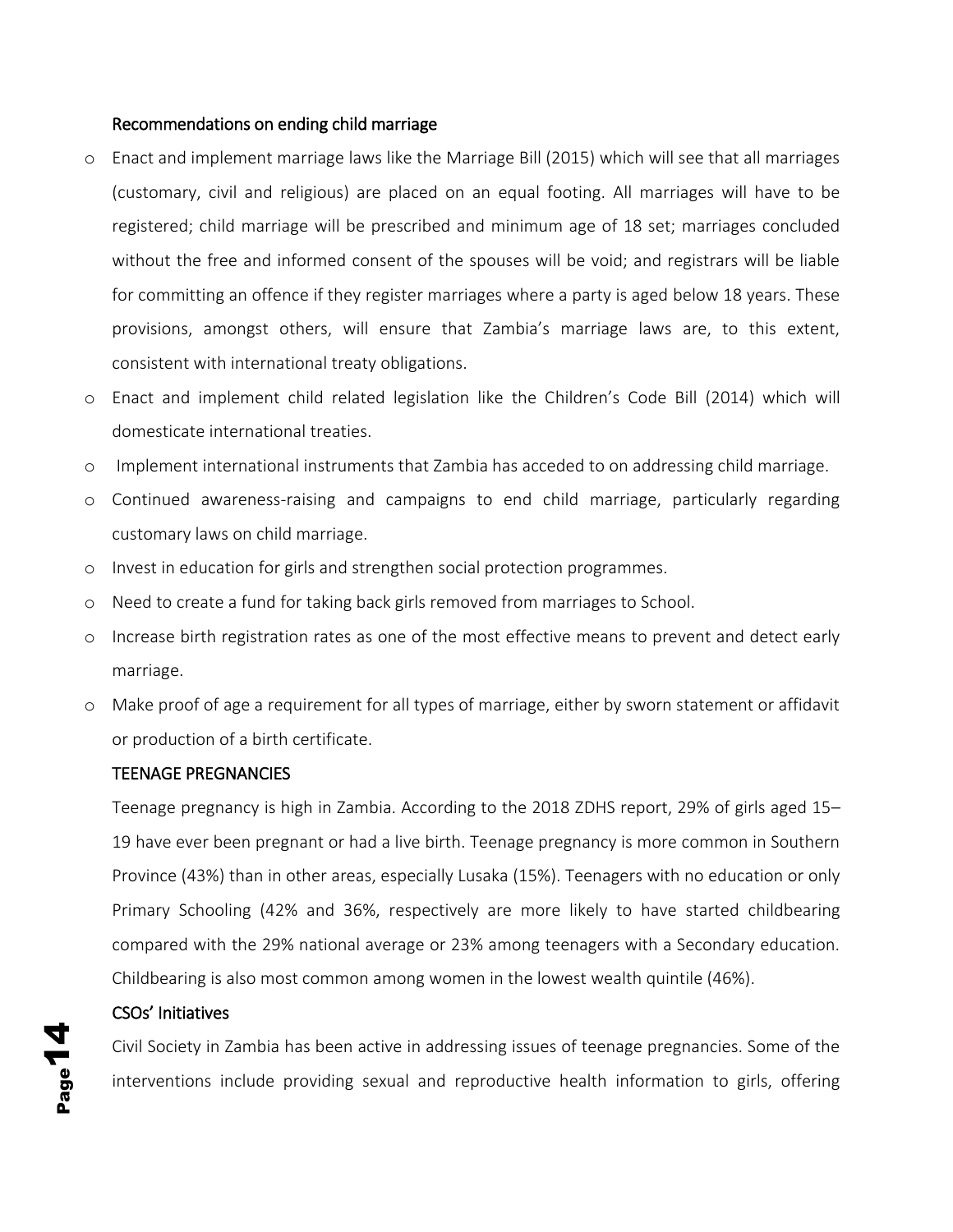### Recommendations on ending child marriage

- Enact and implement marriage laws like the Marriage Bill (2015) which will see that all marriages (customary, civil and religious) are placed on an equal footing. All marriages will have to be registered; child marriage will be prescribed and minimum age of 18 set; marriages concluded without the free and informed consent of the spouses will be void; and registrars will be liable for committing an offence if they register marriages where a party is aged below 18 years. These provisions, amongst others, will ensure that Zambia's marriage laws are, to this extent, consistent with international treaty obligations.
- Enact and implement child related legislation like the Children's Code Bill (2014) which will domesticate international treaties.
- Implement international instruments that Zambia has acceded to on addressing child marriage.
- Continued awareness-raising and campaigns to end child marriage, particularly regarding customary laws on child marriage.
- Invest in education for girls and strengthen social protection programmes.
- Need to create a fund for taking back girls removed from marriages to School.
- Increase birth registration rates as one of the most effective means to prevent and detect early marriage.
- Make proof of age a requirement for all types of marriage, either by sworn statement or affidavit or production of a birth certificate.

### TEENAGE PREGNANCIES

Teenage pregnancy is high in Zambia. According to the 2018 ZDHS report, 29% of girls aged 15–19 have ever been pregnant or had a live birth. Teenage pregnancy is more common in Southern Province (43%) than in other areas, especially Lusaka (15%). Teenagers with no education or only Primary Schooling (42% and 36%, respectively are more likely to have started childbearing compared with the 29% national average or 23% among teenagers with a Secondary education. Childbearing is also most common among women in the lowest wealth quintile (46%).

### CSOs' Initiatives

Civil Society in Zambia has been active in addressing issues of teenage pregnancies. Some of the interventions include providing sexual and reproductive health information to girls, offering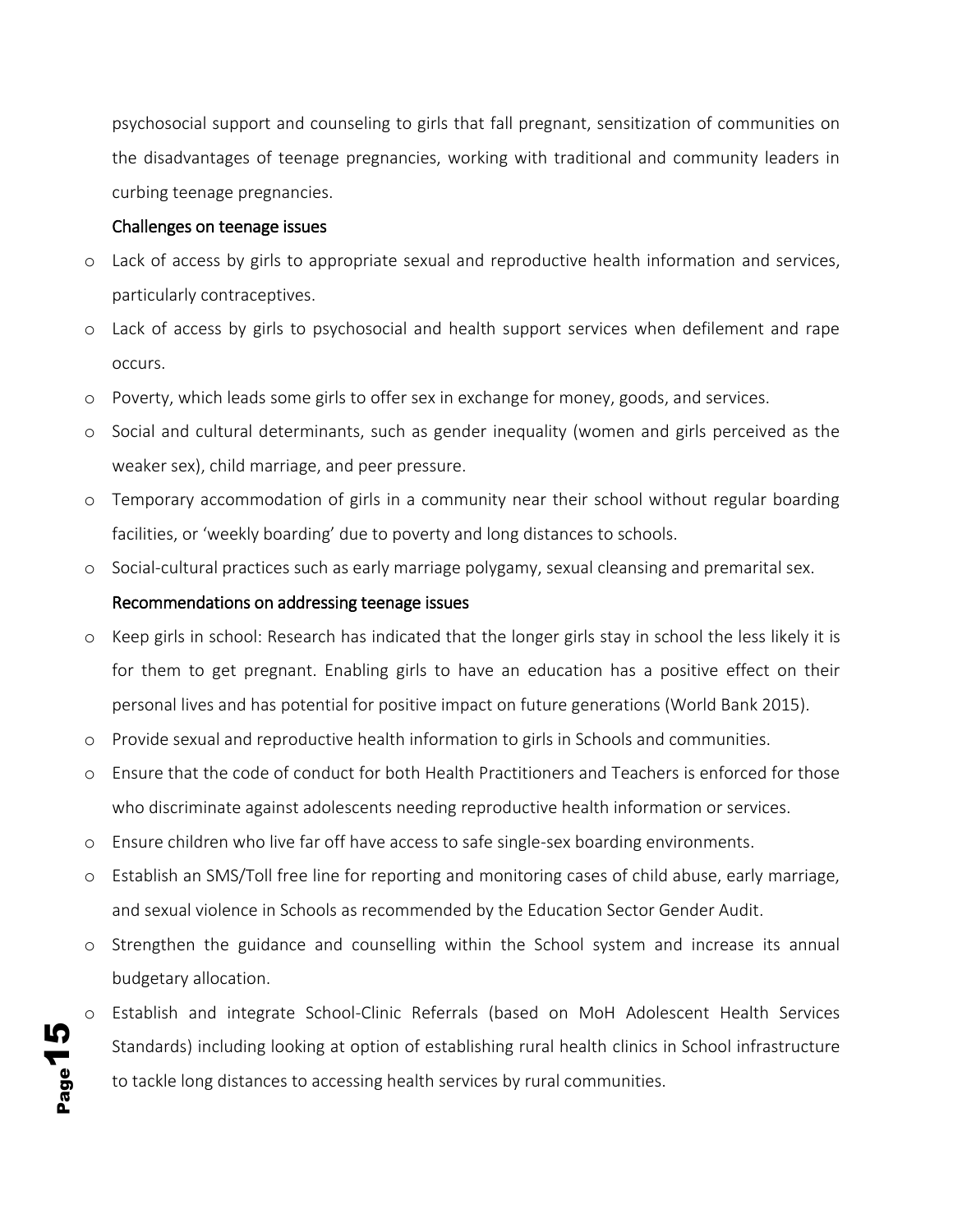psychosocial support and counseling to girls that fall pregnant, sensitization of communities on the disadvantages of teenage pregnancies, working with traditional and community leaders in curbing teenage pregnancies.

Challenges on teenage issues

- Lack of access by girls to appropriate sexual and reproductive health information and services, particularly contraceptives.
- Lack of access by girls to psychosocial and health support services when defilement and rape occurs.
- Poverty, which leads some girls to offer sex in exchange for money, goods, and services.
- Social and cultural determinants, such as gender inequality (women and girls perceived as the weaker sex), child marriage, and peer pressure.
- Temporary accommodation of girls in a community near their school without regular boarding facilities, or 'weekly boarding' due to poverty and long distances to schools.
- Social-cultural practices such as early marriage polygamy, sexual cleansing and premarital sex.

Recommendations on addressing teenage issues

- Keep girls in school: Research has indicated that the longer girls stay in school the less likely it is for them to get pregnant. Enabling girls to have an education has a positive effect on their personal lives and has potential for positive impact on future generations (World Bank 2015).
- Provide sexual and reproductive health information to girls in Schools and communities.
- Ensure that the code of conduct for both Health Practitioners and Teachers is enforced for those who discriminate against adolescents needing reproductive health information or services.
- Ensure children who live far off have access to safe single-sex boarding environments.
- Establish an SMS/Toll free line for reporting and monitoring cases of child abuse, early marriage, and sexual violence in Schools as recommended by the Education Sector Gender Audit.
- Strengthen the guidance and counselling within the School system and increase its annual budgetary allocation.
- Establish and integrate School-Clinic Referrals (based on MoH Adolescent Health Services Standards) including looking at option of establishing rural health clinics in School infrastructure to tackle long distances to accessing health services by rural communities.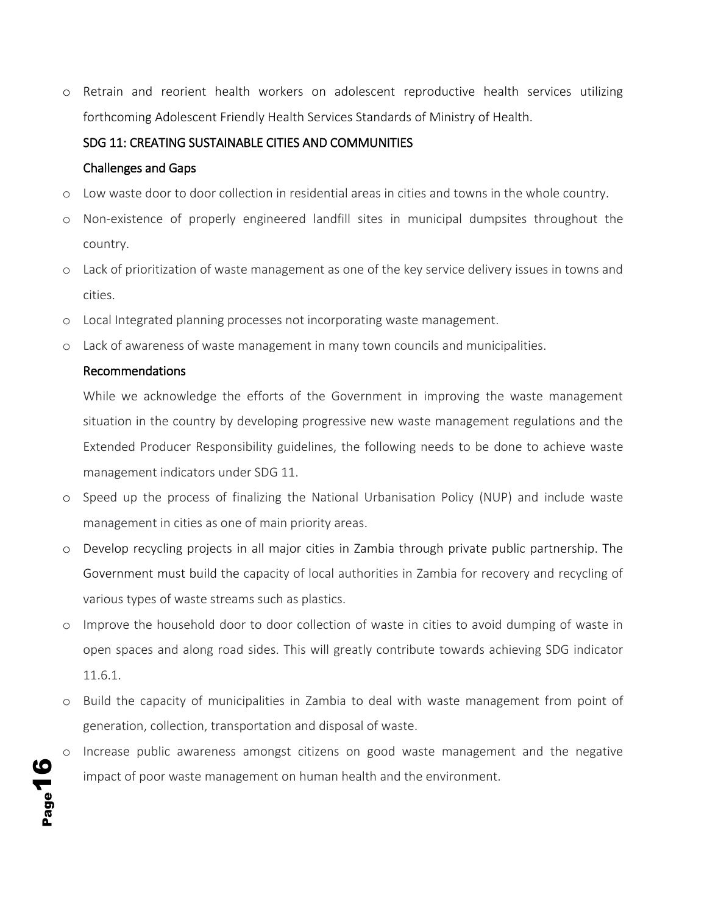- Retrain and reorient health workers on adolescent reproductive health services utilizing forthcoming Adolescent Friendly Health Services Standards of Ministry of Health.

### SDG 11: CREATING SUSTAINABLE CITIES AND COMMUNITIES

#### Challenges and Gaps

- Low waste door to door collection in residential areas in cities and towns in the whole country.
- Non-existence of properly engineered landfill sites in municipal dumpsites throughout the country.
- Lack of prioritization of waste management as one of the key service delivery issues in towns and cities.
- Local Integrated planning processes not incorporating waste management.
- Lack of awareness of waste management in many town councils and municipalities.

#### Recommendations

While we acknowledge the efforts of the Government in improving the waste management situation in the country by developing progressive new waste management regulations and the Extended Producer Responsibility guidelines, the following needs to be done to achieve waste management indicators under SDG 11.

- Speed up the process of finalizing the National Urbanisation Policy (NUP) and include waste management in cities as one of main priority areas.
- Develop recycling projects in all major cities in Zambia through private public partnership. The Government must build the capacity of local authorities in Zambia for recovery and recycling of various types of waste streams such as plastics.
- Improve the household door to door collection of waste in cities to avoid dumping of waste in open spaces and along road sides. This will greatly contribute towards achieving SDG indicator 11.6.1.
- Build the capacity of municipalities in Zambia to deal with waste management from point of generation, collection, transportation and disposal of waste.
- Increase public awareness amongst citizens on good waste management and the negative impact of poor waste management on human health and the environment.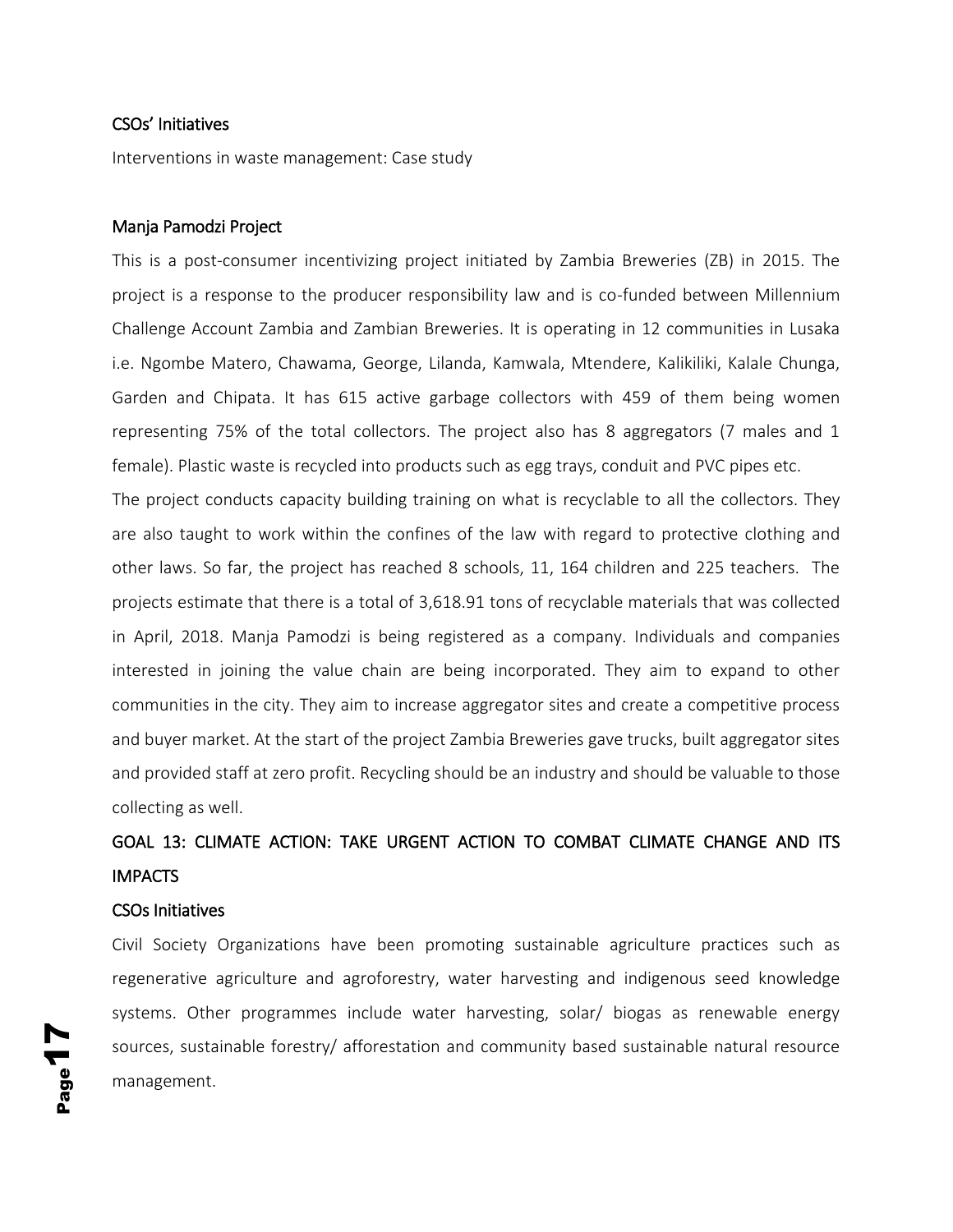### CSOs' Initiatives

Interventions in waste management: Case study

#### Manja Pamodzi Project

This is a post-consumer incentivizing project initiated by Zambia Breweries (ZB) in 2015. The project is a response to the producer responsibility law and is co-funded between Millennium Challenge Account Zambia and Zambian Breweries. It is operating in 12 communities in Lusaka i.e. Ngombe Matero, Chawama, George, Lilanda, Kamwala, Mtendere, Kalikiliki, Kalale Chunga, Garden and Chipata. It has 615 active garbage collectors with 459 of them being women representing 75% of the total collectors. The project also has 8 aggregators (7 males and 1 female). Plastic waste is recycled into products such as egg trays, conduit and PVC pipes etc.

The project conducts capacity building training on what is recyclable to all the collectors. They are also taught to work within the confines of the law with regard to protective clothing and other laws. So far, the project has reached 8 schools, 11, 164 children and 225 teachers. The projects estimate that there is a total of 3,618.91 tons of recyclable materials that was collected in April, 2018. Manja Pamodzi is being registered as a company. Individuals and companies interested in joining the value chain are being incorporated. They aim to expand to other communities in the city. They aim to increase aggregator sites and create a competitive process and buyer market. At the start of the project Zambia Breweries gave trucks, built aggregator sites and provided staff at zero profit. Recycling should be an industry and should be valuable to those collecting as well.

## GOAL 13: CLIMATE ACTION: TAKE URGENT ACTION TO COMBAT CLIMATE CHANGE AND ITS IMPACTS

### CSOs Initiatives

Civil Society Organizations have been promoting sustainable agriculture practices such as regenerative agriculture and agroforestry, water harvesting and indigenous seed knowledge systems. Other programmes include water harvesting, solar/ biogas as renewable energy sources, sustainable forestry/ afforestation and community based sustainable natural resource management.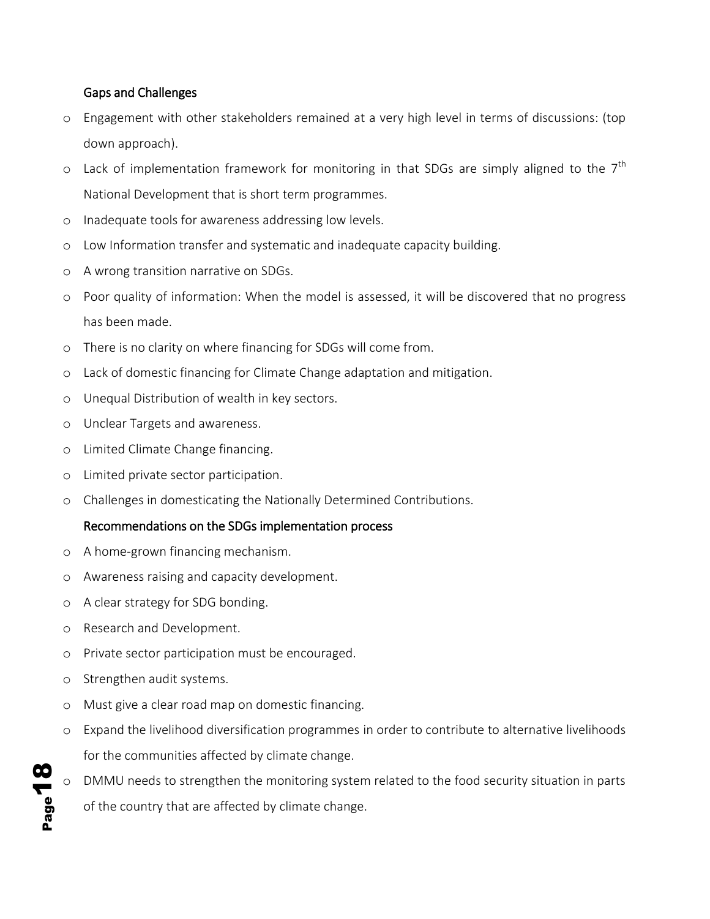### Gaps and Challenges

- Engagement with other stakeholders remained at a very high level in terms of discussions: (top down approach).
- Lack of implementation framework for monitoring in that SDGs are simply aligned to the 7th National Development that is short term programmes.
- Inadequate tools for awareness addressing low levels.
- Low Information transfer and systematic and inadequate capacity building.
- A wrong transition narrative on SDGs.
- Poor quality of information: When the model is assessed, it will be discovered that no progress has been made.
- There is no clarity on where financing for SDGs will come from.
- Lack of domestic financing for Climate Change adaptation and mitigation.
- Unequal Distribution of wealth in key sectors.
- Unclear Targets and awareness.
- Limited Climate Change financing.
- Limited private sector participation.
- Challenges in domesticating the Nationally Determined Contributions.

### Recommendations on the SDGs implementation process

- A home-grown financing mechanism.
- Awareness raising and capacity development.
- A clear strategy for SDG bonding.
- Research and Development.
- Private sector participation must be encouraged.
- Strengthen audit systems.
- Must give a clear road map on domestic financing.
- Expand the livelihood diversification programmes in order to contribute to alternative livelihoods for the communities affected by climate change.
- DMMU needs to strengthen the monitoring system related to the food security situation in parts of the country that are affected by climate change.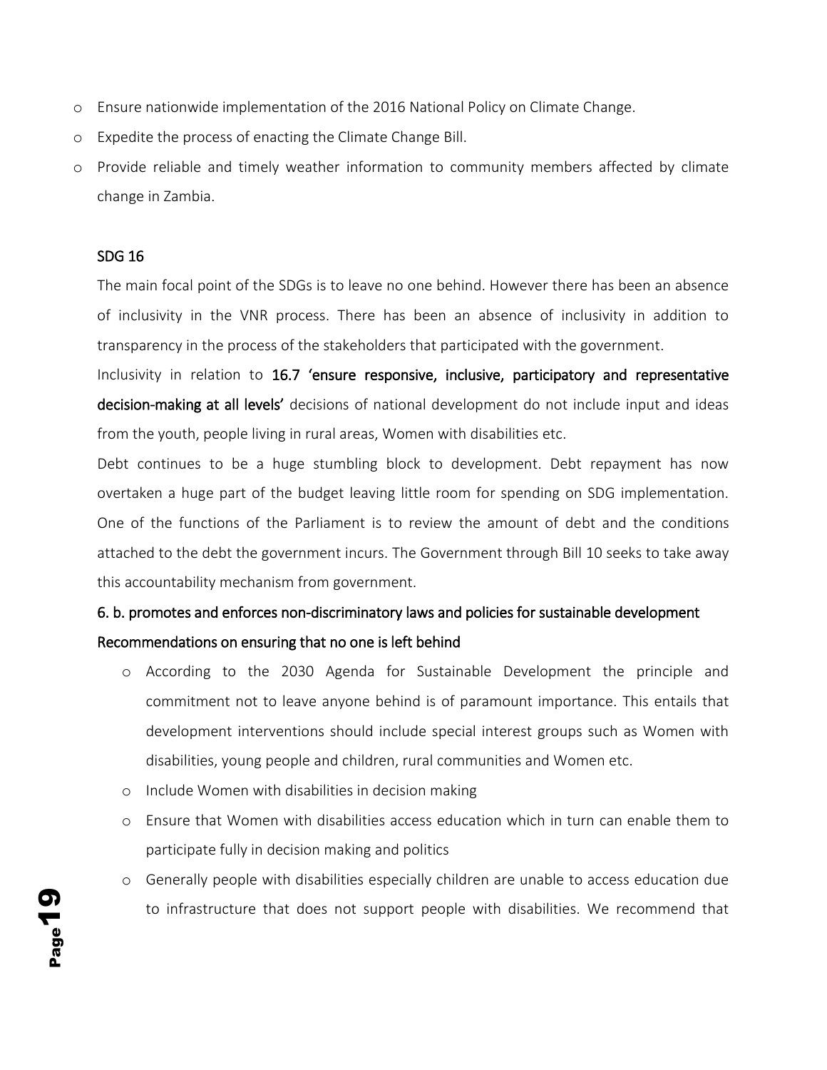- Ensure nationwide implementation of the 2016 National Policy on Climate Change.
- Expedite the process of enacting the Climate Change Bill.
- Provide reliable and timely weather information to community members affected by climate change in Zambia.

**SDG 16**

The main focal point of the SDGs is to leave no one behind. However there has been an absence of inclusivity in the VNR process. There has been an absence of inclusivity in addition to transparency in the process of the stakeholders that participated with the government.

Inclusivity in relation to **16.7 'ensure responsive, inclusive, participatory and representative decision-making at all levels'** decisions of national development do not include input and ideas from the youth, people living in rural areas, Women with disabilities etc.

Debt continues to be a huge stumbling block to development. Debt repayment has now overtaken a huge part of the budget leaving little room for spending on SDG implementation. One of the functions of the Parliament is to review the amount of debt and the conditions attached to the debt the government incurs. The Government through Bill 10 seeks to take away this accountability mechanism from government.

**6. b. promotes and enforces non-discriminatory laws and policies for sustainable development**

**Recommendations on ensuring that no one is left behind**

- According to the 2030 Agenda for Sustainable Development the principle and commitment not to leave anyone behind is of paramount importance. This entails that development interventions should include special interest groups such as Women with disabilities, young people and children, rural communities and Women etc.
- Include Women with disabilities in decision making
- Ensure that Women with disabilities access education which in turn can enable them to participate fully in decision making and politics
- Generally people with disabilities especially children are unable to access education due to infrastructure that does not support people with disabilities. We recommend that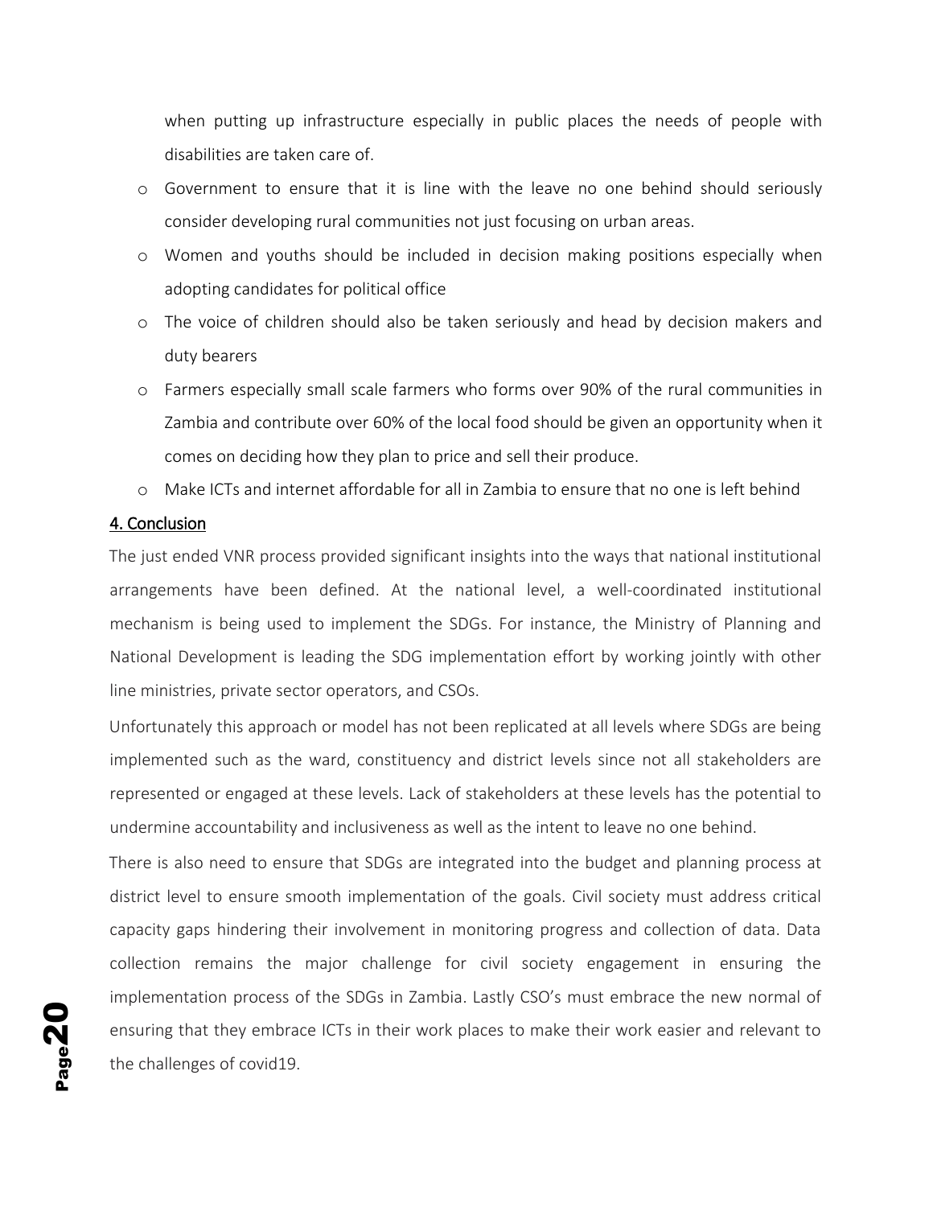when putting up infrastructure especially in public places the needs of people with disabilities are taken care of.

- Government to ensure that it is line with the leave no one behind should seriously consider developing rural communities not just focusing on urban areas.
- Women and youths should be included in decision making positions especially when adopting candidates for political office
- The voice of children should also be taken seriously and head by decision makers and duty bearers
- Farmers especially small scale farmers who forms over 90% of the rural communities in Zambia and contribute over 60% of the local food should be given an opportunity when it comes on deciding how they plan to price and sell their produce.
- Make ICTs and internet affordable for all in Zambia to ensure that no one is left behind

## 4. Conclusion

The just ended VNR process provided significant insights into the ways that national institutional arrangements have been defined. At the national level, a well-coordinated institutional mechanism is being used to implement the SDGs. For instance, the Ministry of Planning and National Development is leading the SDG implementation effort by working jointly with other line ministries, private sector operators, and CSOs.

Unfortunately this approach or model has not been replicated at all levels where SDGs are being implemented such as the ward, constituency and district levels since not all stakeholders are represented or engaged at these levels. Lack of stakeholders at these levels has the potential to undermine accountability and inclusiveness as well as the intent to leave no one behind.

There is also need to ensure that SDGs are integrated into the budget and planning process at district level to ensure smooth implementation of the goals. Civil society must address critical capacity gaps hindering their involvement in monitoring progress and collection of data. Data collection remains the major challenge for civil society engagement in ensuring the implementation process of the SDGs in Zambia. Lastly CSO's must embrace the new normal of ensuring that they embrace ICTs in their work places to make their work easier and relevant to the challenges of covid19.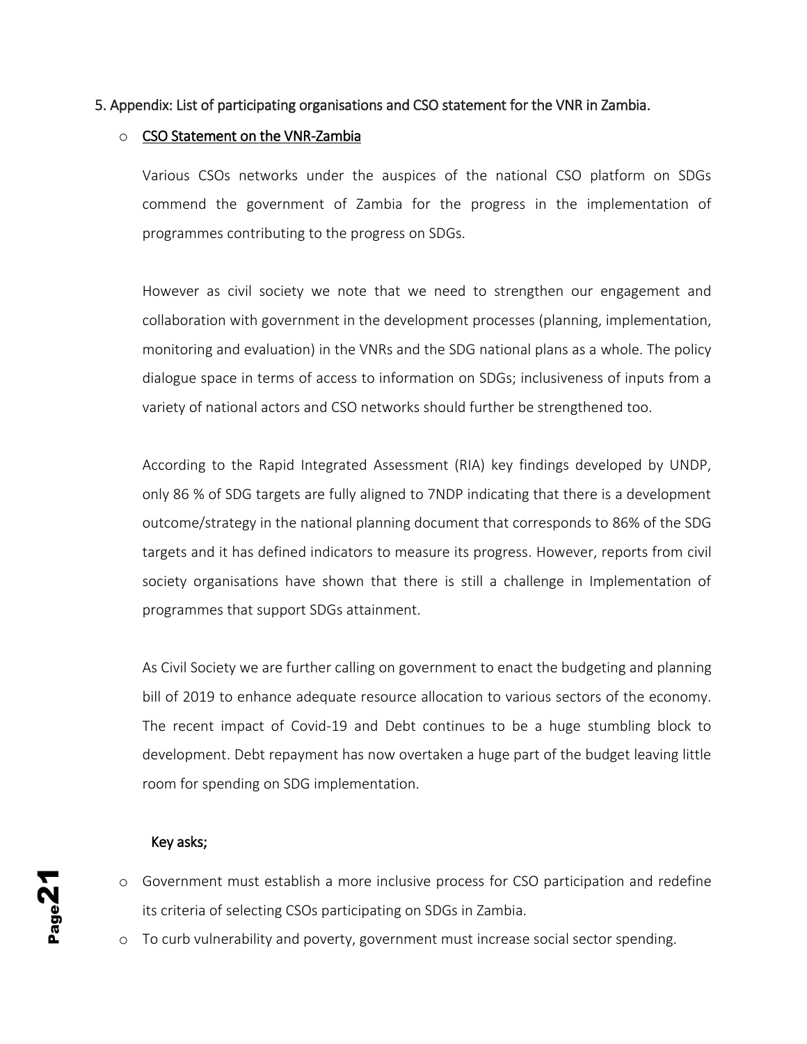## 5. Appendix: List of participating organisations and CSO statement for the VNR in Zambia.

- <u>CSO Statement on the VNR-Zambia</u>

Various CSOs networks under the auspices of the national CSO platform on SDGs commend the government of Zambia for the progress in the implementation of programmes contributing to the progress on SDGs.

However as civil society we note that we need to strengthen our engagement and collaboration with government in the development processes (planning, implementation, monitoring and evaluation) in the VNRs and the SDG national plans as a whole. The policy dialogue space in terms of access to information on SDGs; inclusiveness of inputs from a variety of national actors and CSO networks should further be strengthened too.

According to the Rapid Integrated Assessment (RIA) key findings developed by UNDP, only 86 % of SDG targets are fully aligned to 7NDP indicating that there is a development outcome/strategy in the national planning document that corresponds to 86% of the SDG targets and it has defined indicators to measure its progress. However, reports from civil society organisations have shown that there is still a challenge in Implementation of programmes that support SDGs attainment.

As Civil Society we are further calling on government to enact the budgeting and planning bill of 2019 to enhance adequate resource allocation to various sectors of the economy. The recent impact of Covid-19 and Debt continues to be a huge stumbling block to development. Debt repayment has now overtaken a huge part of the budget leaving little room for spending on SDG implementation.

Key asks;

- Government must establish a more inclusive process for CSO participation and redefine its criteria of selecting CSOs participating on SDGs in Zambia.
- To curb vulnerability and poverty, government must increase social sector spending.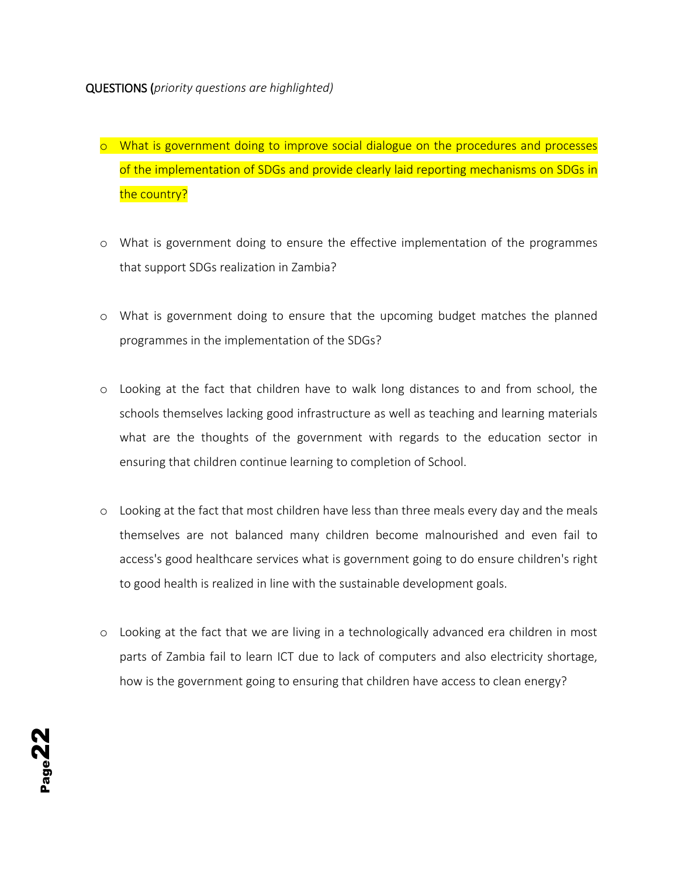**QUESTIONS (***priority questions are highlighted)*

- What is government doing to improve social dialogue on the procedures and processes of the implementation of SDGs and provide clearly laid reporting mechanisms on SDGs in the country?

- What is government doing to ensure the effective implementation of the programmes that support SDGs realization in Zambia?

- What is government doing to ensure that the upcoming budget matches the planned programmes in the implementation of the SDGs?

- Looking at the fact that children have to walk long distances to and from school, the schools themselves lacking good infrastructure as well as teaching and learning materials what are the thoughts of the government with regards to the education sector in ensuring that children continue learning to completion of School.

- Looking at the fact that most children have less than three meals every day and the meals themselves are not balanced many children become malnourished and even fail to access's good healthcare services what is government going to do ensure children's right to good health is realized in line with the sustainable development goals.

- Looking at the fact that we are living in a technologically advanced era children in most parts of Zambia fail to learn ICT due to lack of computers and also electricity shortage, how is the government going to ensuring that children have access to clean energy?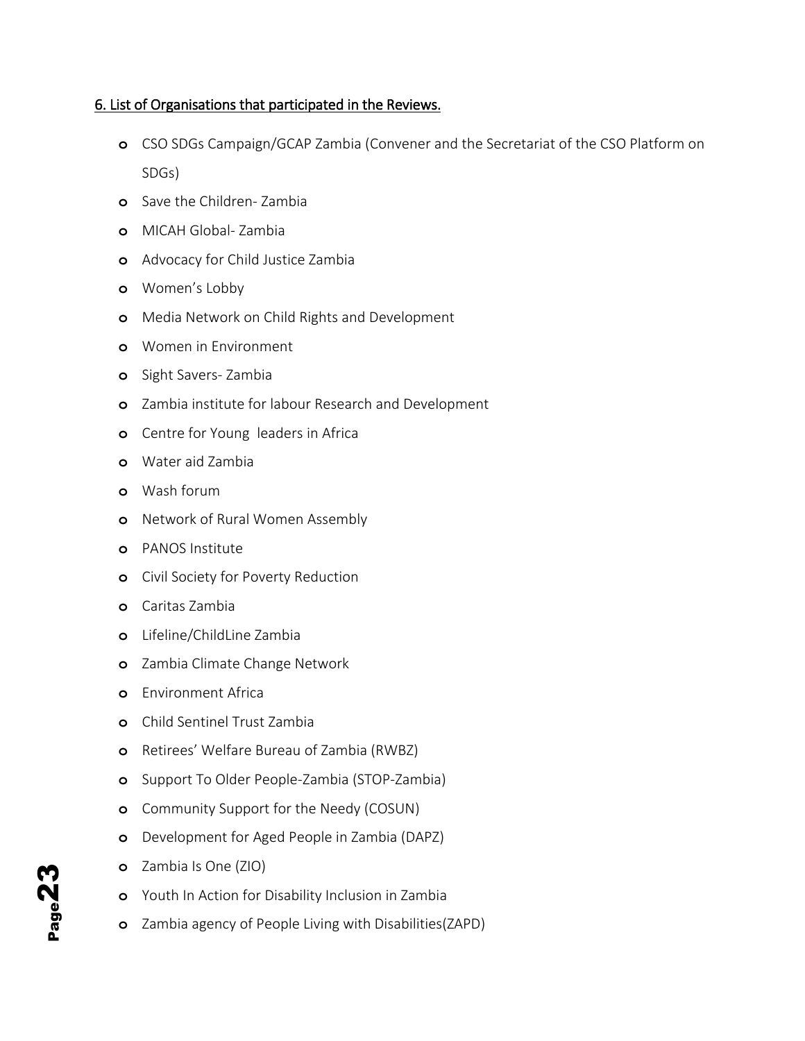## 6. List of Organisations that participated in the Reviews.

- CSO SDGs Campaign/GCAP Zambia (Convener and the Secretariat of the CSO Platform on SDGs)
- Save the Children- Zambia
- MICAH Global- Zambia
- Advocacy for Child Justice Zambia
- Women's Lobby
- Media Network on Child Rights and Development
- Women in Environment
- Sight Savers- Zambia
- Zambia institute for labour Research and Development
- Centre for Young leaders in Africa
- Water aid Zambia
- Wash forum
- Network of Rural Women Assembly
- PANOS Institute
- Civil Society for Poverty Reduction
- Caritas Zambia
- Lifeline/ChildLine Zambia
- Zambia Climate Change Network
- Environment Africa
- Child Sentinel Trust Zambia
- Retirees' Welfare Bureau of Zambia (RWBZ)
- Support To Older People-Zambia (STOP-Zambia)
- Community Support for the Needy (COSUN)
- Development for Aged People in Zambia (DAPZ)
- Zambia Is One (ZIO)
- Youth In Action for Disability Inclusion in Zambia
- Zambia agency of People Living with Disabilities(ZAPD)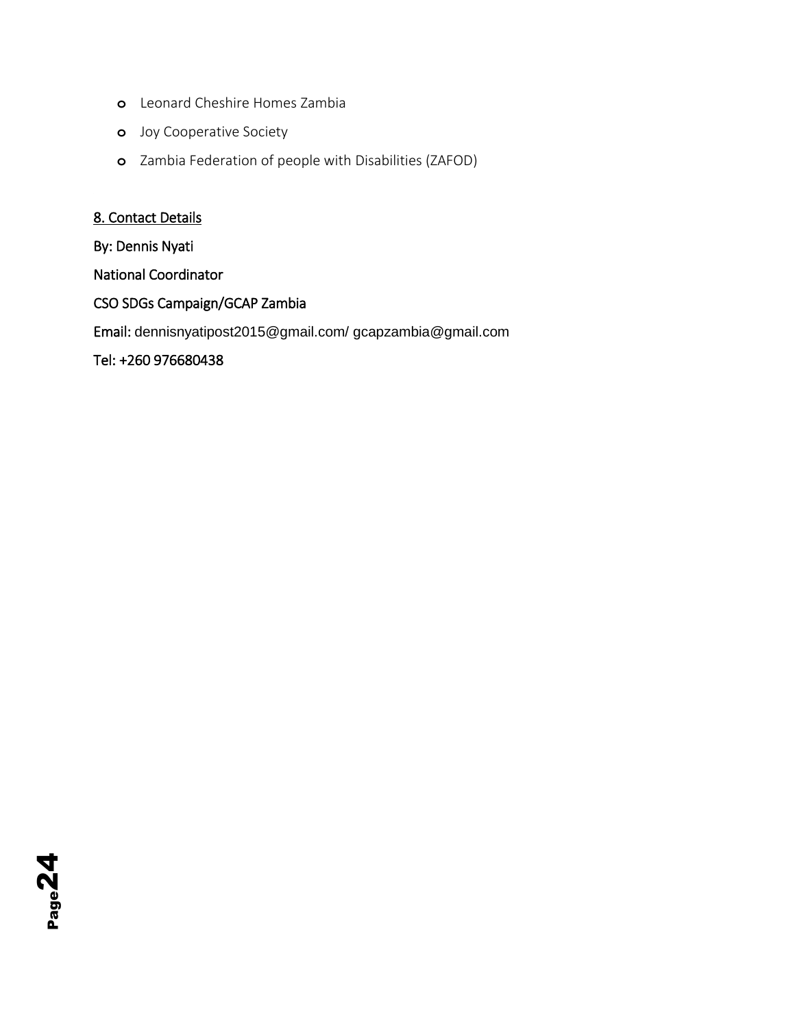- Leonard Cheshire Homes Zambia
- Joy Cooperative Society
- Zambia Federation of people with Disabilities (ZAFOD)

## 8. Contact Details

By: Dennis Nyati

National Coordinator

CSO SDGs Campaign/GCAP Zambia

Email: dennisnyatipost2015@gmail.com/ gcapzambia@gmail.com

Tel: +260 976680438